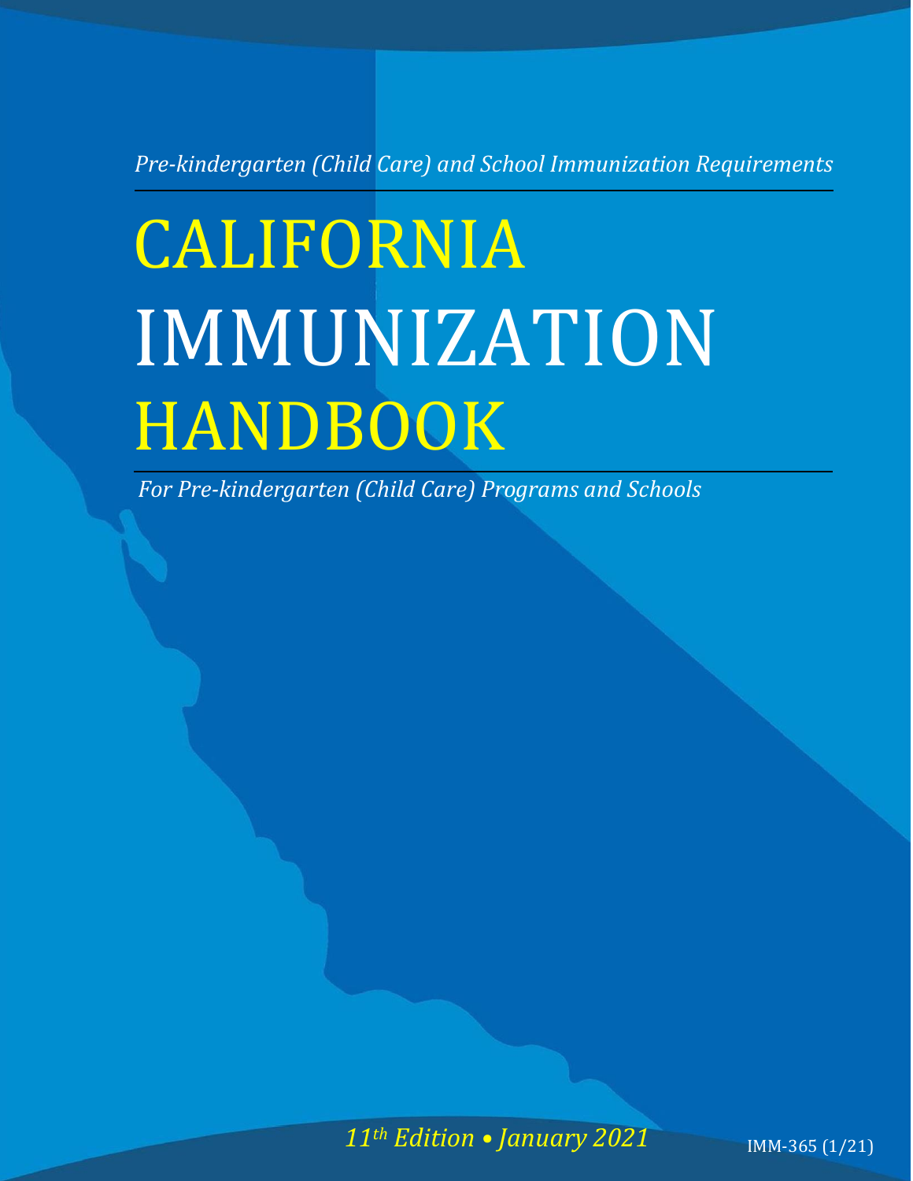*Pre-kindergarten (Child Care) and School Immunization Requirements*

# CALIFORNIA IMMUNIZATION HANDBOOK

*For Pre-kindergarten (Child Care) Programs and Schools*

*11th Edition • January 2021*

IMM-365 (1/21)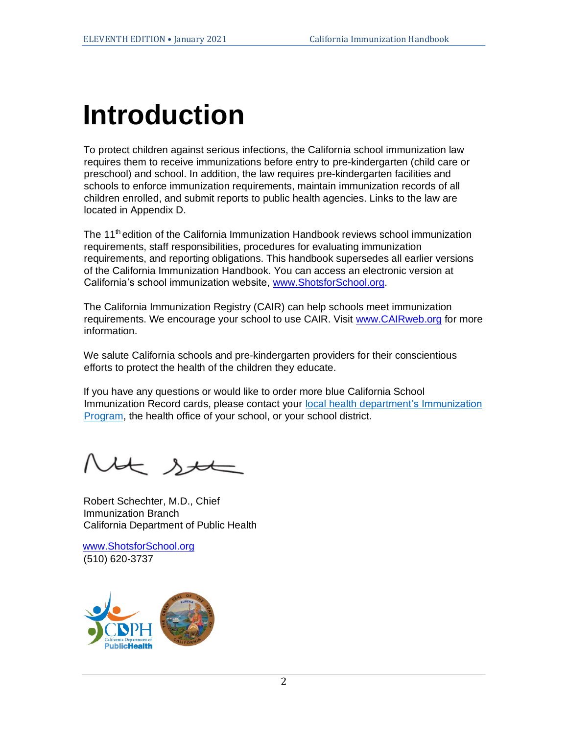# Introduction

To protect children against serious infections, the California school immunization law requires them to receive immunizations before entry to pre-kindergarten (child care or preschool) and school. In addition, the law requires pre-kindergarten facilities and schools to enforce immunization requirements, maintain immunization records of all children enrolled, and submit reports to public health agencies. Links to the law are located in Appendix D.

The 11th edition of the California Immunization Handbook reviews school immunization requirements, staff responsibilities, procedures for evaluating immunization requirements, and reporting obligations. This handbook supersedes all earlier versions of the California Immunization Handbook. You can access an electronic version at California's school immunization website, [www.ShotsforSchool.org](www.ShotsforSchool.org).

The California Immunization Registry (CAIR) can help schools meet immunization requirements. We encourage your school to use CAIR. Visit [www.CAIRweb.org](www.CAIRweb.org) for more information.

We salute California schools and pre-kindergarten providers for their conscientious efforts to protect the health of the children they educate.

If you have any questions or would like to order more blue California School Immunization Record cards, please contact your local health department's Immunization Program, the health office of your school, or your school district.

Robert Schechter, M.D., Chief
Immunization Branch
California Department of Public Health

[www.ShotsforSchool.org](www.ShotsforSchool.org)
(510) 620-3737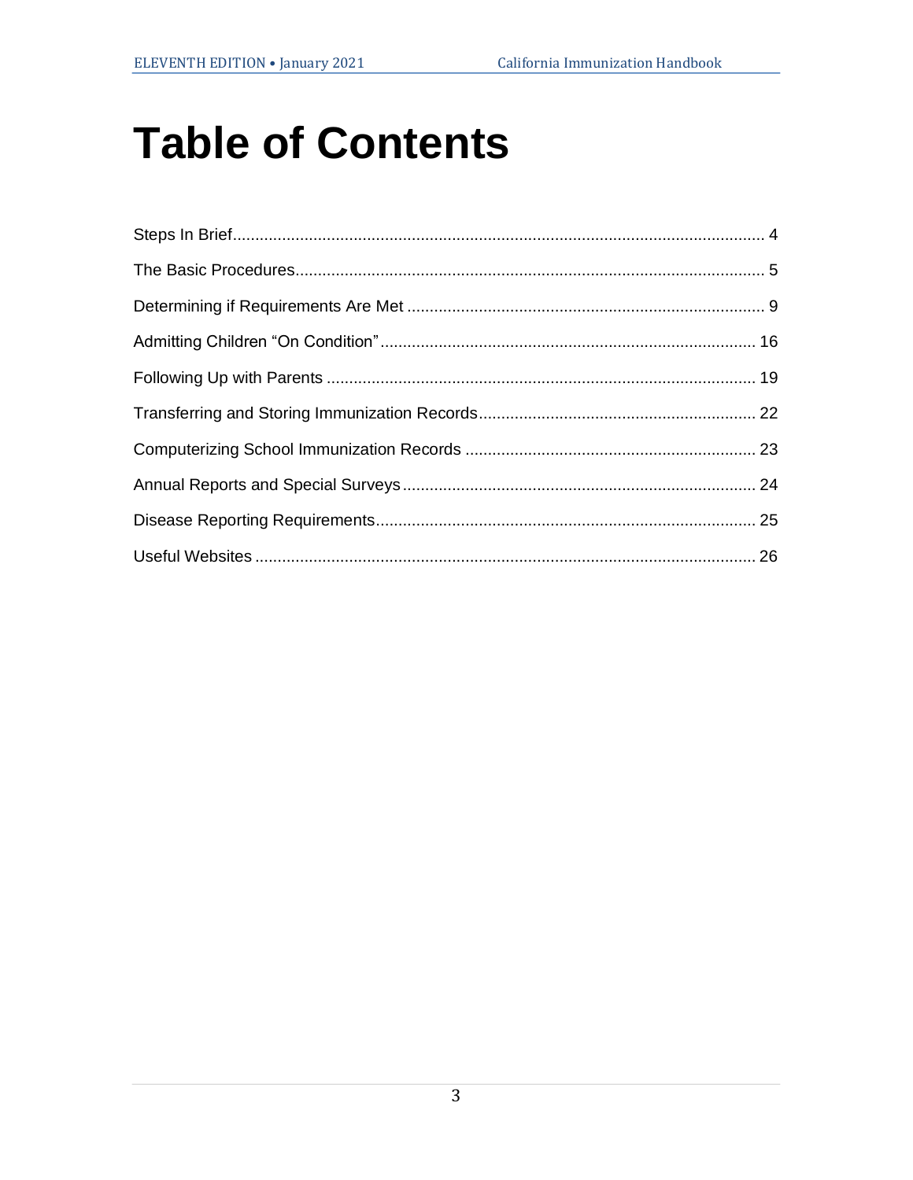# Table of Contents

Steps In Brief .................................................... 4

The Basic Procedures .................................................... 5

Determining if Requirements Are Met .................................................... 9

Admitting Children “On Condition” .................................................... 16

Following Up with Parents .................................................... 19

Transferring and Storing Immunization Records .................................................... 22

Computerizing School Immunization Records .................................................... 23

Annual Reports and Special Surveys .................................................... 24

Disease Reporting Requirements .................................................... 25

Useful Websites .................................................... 26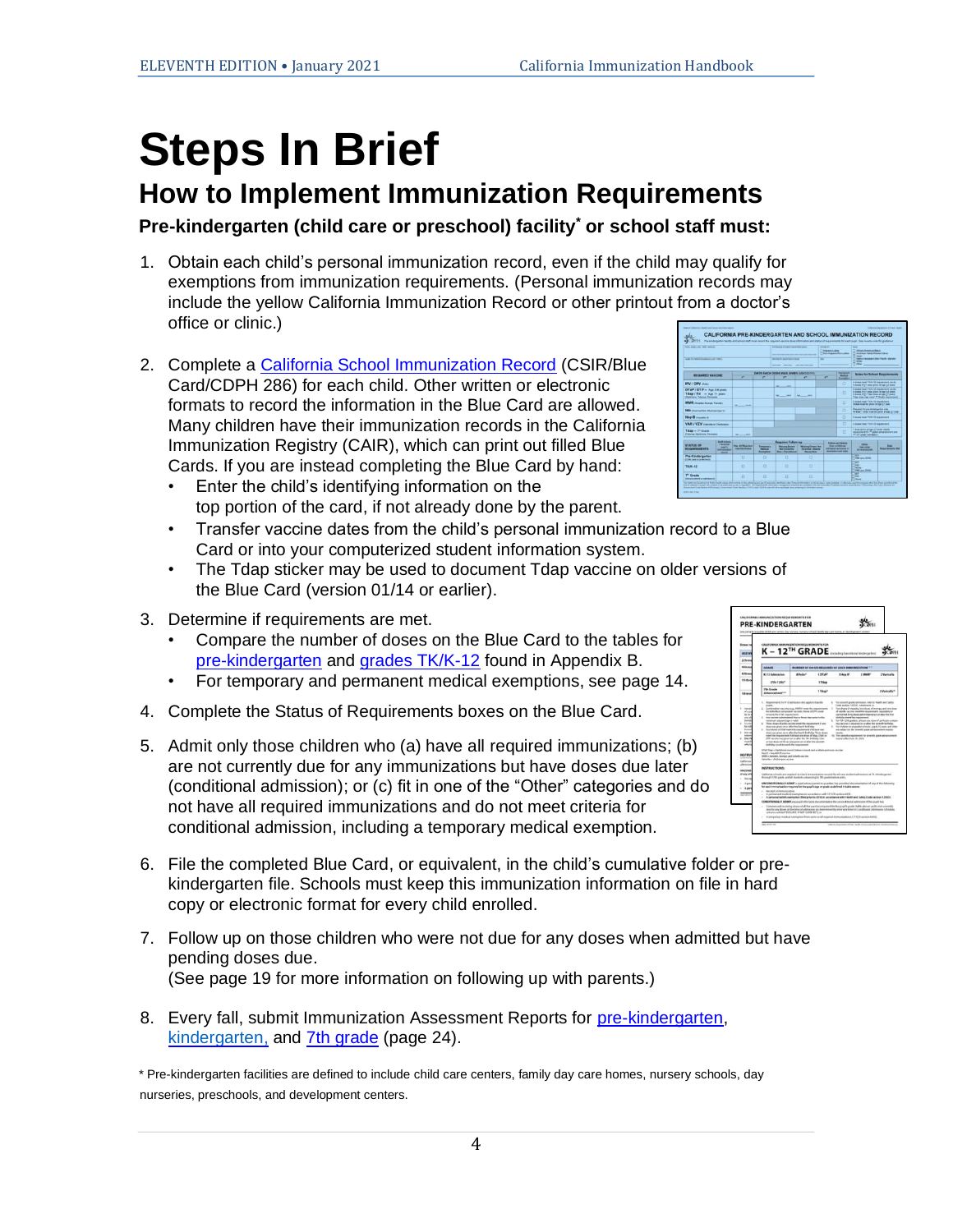# Steps In Brief

## How to Implement Immunization Requirements

**Pre-kindergarten (child care or preschool) facility* or school staff must:**

1. Obtain each child's personal immunization record, even if the child may qualify for exemptions from immunization requirements. (Personal immunization records may include the yellow California Immunization Record or other printout from a doctor's office or clinic.)

2. Complete a California School Immunization Record (CSIR/Blue Card/CDPH 286) for each child. Other written or electronic formats to record the information in the Blue Card are allowed. Many children have their immunization records in the California Immunization Registry (CAIR), which can print out filled Blue Cards. If you are instead completing the Blue Card by hand:
   - Enter the child's identifying information on the top portion of the card, if not already done by the parent.
   - Transfer vaccine dates from the child's personal immunization record to a Blue Card or into your computerized student information system.
   - The Tdap sticker may be used to document Tdap vaccine on older versions of the Blue Card (version 01/14 or earlier).

3. Determine if requirements are met.
   - Compare the number of doses on the Blue Card to the tables for pre-kindergarten and grades TK/K-12 found in Appendix B.
   - For temporary and permanent medical exemptions, see page 14.

4. Complete the Status of Requirements boxes on the Blue Card.

5. Admit only those children who (a) have all required immunizations; (b) are not currently due for any immunizations but have doses due later (conditional admission); or (c) fit in one of the "Other" categories and do not have all required immunizations and do not meet criteria for conditional admission, including a temporary medical exemption.

6. File the completed Blue Card, or equivalent, in the child's cumulative folder or pre-kindergarten file. Schools must keep this immunization information on file in hard copy or electronic format for every child enrolled.

7. Follow up on those children who were not due for any doses when admitted but have pending doses due.
   (See page 19 for more information on following up with parents.)

8. Every fall, submit Immunization Assessment Reports for pre-kindergarten, kindergarten, and 7th grade (page 24).

* Pre-kindergarten facilities are defined to include child care centers, family day care homes, nursery schools, day nurseries, preschools, and development centers.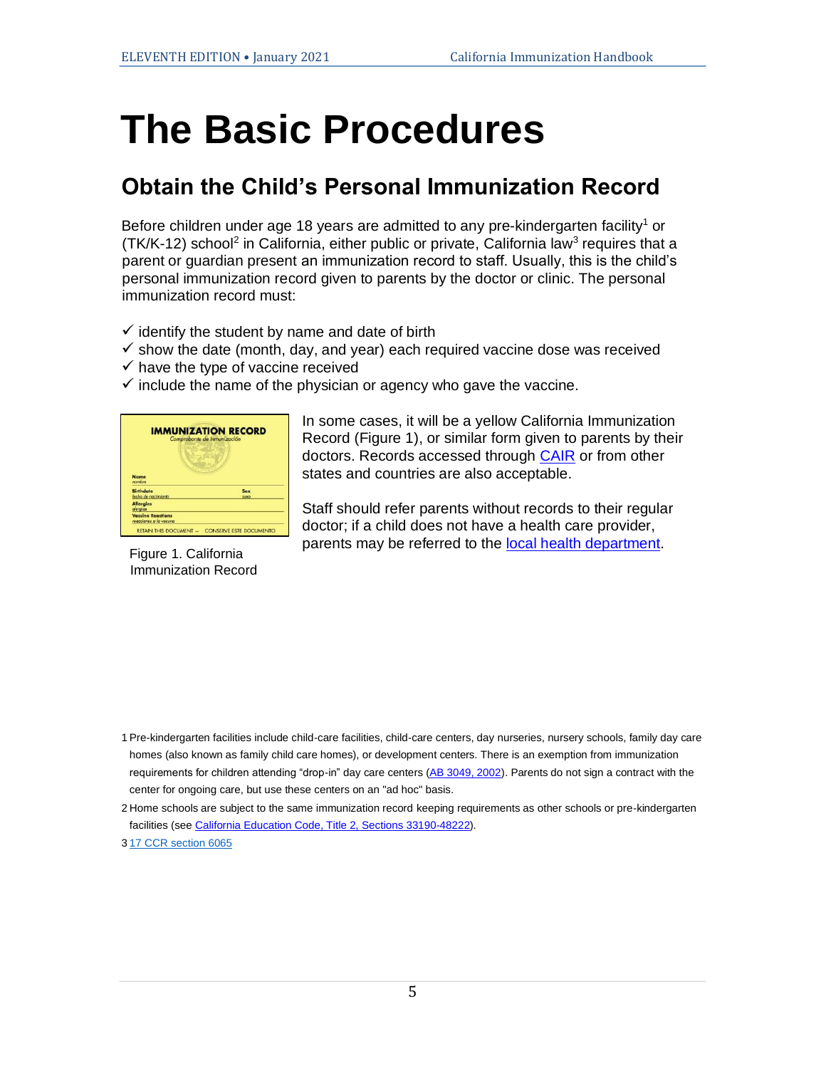# The Basic Procedures

## Obtain the Child's Personal Immunization Record

Before children under age 18 years are admitted to any pre-kindergarten facility[1] or (TK/K-12) school[2] in California, either public or private, California law[3] requires that a parent or guardian present an immunization record to staff. Usually, this is the child's personal immunization record given to parents by the doctor or clinic. The personal immunization record must:

- ✓ identify the student by name and date of birth
- ✓ show the date (month, day, and year) each required vaccine dose was received
- ✓ have the type of vaccine received
- ✓ include the name of the physician or agency who gave the vaccine.

Figure 1. California Immunization Record

In some cases, it will be a yellow California Immunization Record (Figure 1), or similar form given to parents by their doctors. Records accessed through CAIR or from other states and countries are also acceptable.

Staff should refer parents without records to their regular doctor; if a child does not have a health care provider, parents may be referred to the local health department.

---

1 Pre-kindergarten facilities include child-care facilities, child-care centers, day nurseries, nursery schools, family day care homes (also known as family child care homes), or development centers. There is an exemption from immunization requirements for children attending "drop-in" day care centers (AB 3049, 2002). Parents do not sign a contract with the center for ongoing care, but use these centers on an "ad hoc" basis.

2 Home schools are subject to the same immunization record keeping requirements as other schools or pre-kindergarten facilities (see California Education Code, Title 2, Sections 33190-48222).

3 17 CCR section 6065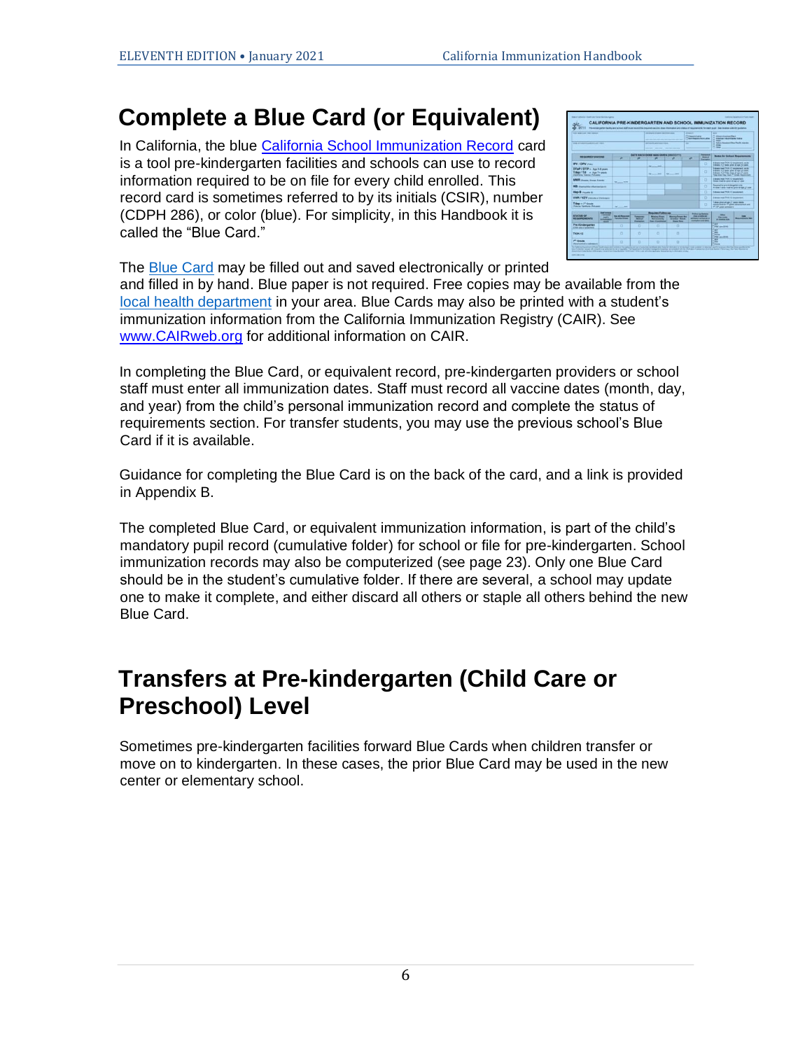# Complete a Blue Card (or Equivalent)

In California, the blue California School Immunization Record card is a tool pre-kindergarten facilities and schools can use to record information required to be on file for every child enrolled. This record card is sometimes referred to by its initials (CSIR), number (CDPH 286), or color (blue). For simplicity, in this Handbook it is called the "Blue Card."

The Blue Card may be filled out and saved electronically or printed and filled in by hand. Blue paper is not required. Free copies may be available from the local health department in your area. Blue Cards may also be printed with a student's immunization information from the California Immunization Registry (CAIR). See www.CAIRweb.org for additional information on CAIR.

In completing the Blue Card, or equivalent record, pre-kindergarten providers or school staff must enter all immunization dates. Staff must record all vaccine dates (month, day, and year) from the child's personal immunization record and complete the status of requirements section. For transfer students, you may use the previous school's Blue Card if it is available.

Guidance for completing the Blue Card is on the back of the card, and a link is provided in Appendix B.

The completed Blue Card, or equivalent immunization information, is part of the child's mandatory pupil record (cumulative folder) for school or file for pre-kindergarten. School immunization records may also be computerized (see page 23). Only one Blue Card should be in the student's cumulative folder. If there are several, a school may update one to make it complete, and either discard all others or staple all others behind the new Blue Card.

# Transfers at Pre-kindergarten (Child Care or Preschool) Level

Sometimes pre-kindergarten facilities forward Blue Cards when children transfer or move on to kindergarten. In these cases, the prior Blue Card may be used in the new center or elementary school.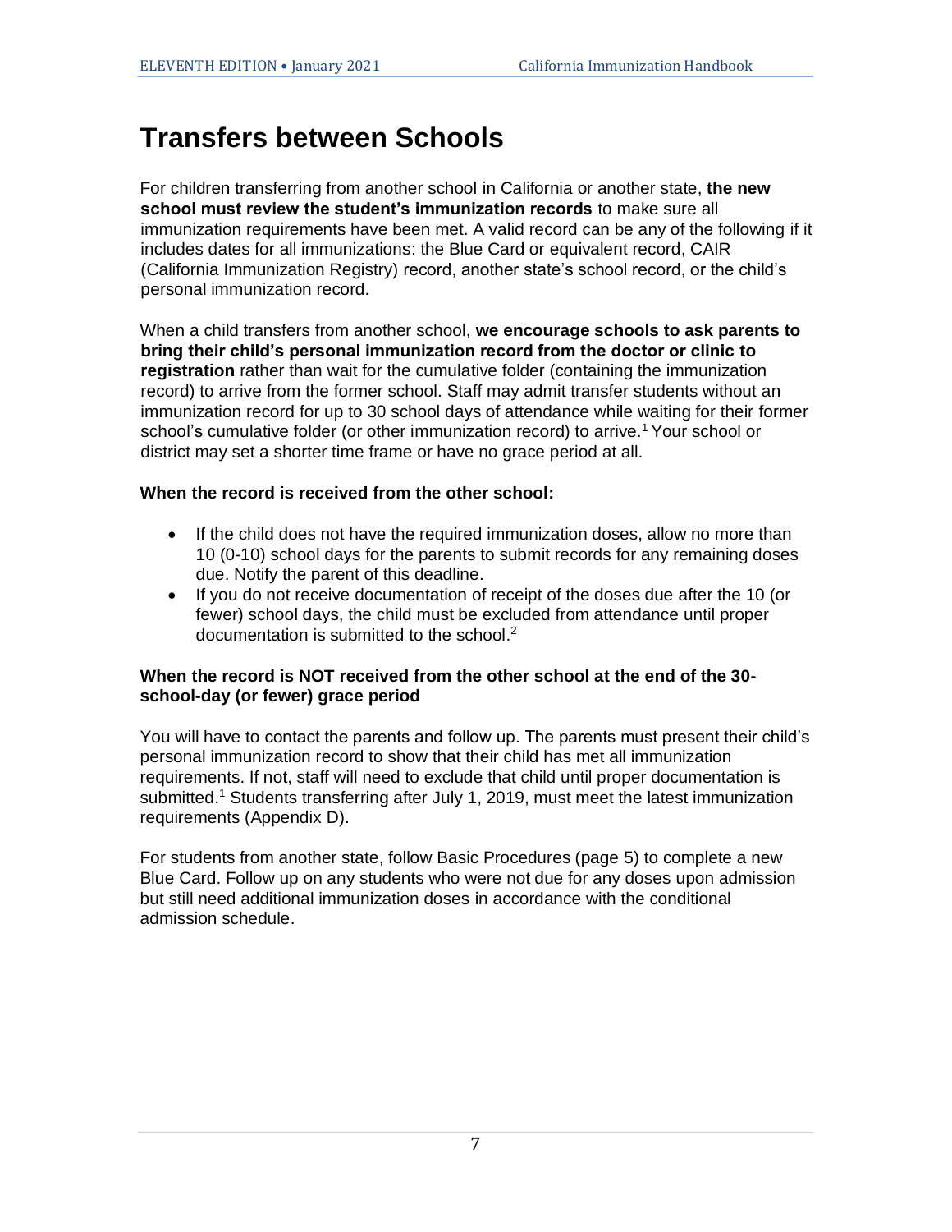# Transfers between Schools

For children transferring from another school in California or another state, **the new school must review the student's immunization records** to make sure all immunization requirements have been met. A valid record can be any of the following if it includes dates for all immunizations: the Blue Card or equivalent record, CAIR (California Immunization Registry) record, another state's school record, or the child's personal immunization record.

When a child transfers from another school, **we encourage schools to ask parents to bring their child's personal immunization record from the doctor or clinic to registration** rather than wait for the cumulative folder (containing the immunization record) to arrive from the former school. Staff may admit transfer students without an immunization record for up to 30 school days of attendance while waiting for their former school's cumulative folder (or other immunization record) to arrive.[1] Your school or district may set a shorter time frame or have no grace period at all.

**When the record is received from the other school:**

- If the child does not have the required immunization doses, allow no more than 10 (0-10) school days for the parents to submit records for any remaining doses due. Notify the parent of this deadline.
- If you do not receive documentation of receipt of the doses due after the 10 (or fewer) school days, the child must be excluded from attendance until proper documentation is submitted to the school.[2]

**When the record is NOT received from the other school at the end of the 30-school-day (or fewer) grace period**

You will have to contact the parents and follow up. The parents must present their child's personal immunization record to show that their child has met all immunization requirements. If not, staff will need to exclude that child until proper documentation is submitted.[1] Students transferring after July 1, 2019, must meet the latest immunization requirements (Appendix D).

For students from another state, follow Basic Procedures (page 5) to complete a new Blue Card. Follow up on any students who were not due for any doses upon admission but still need additional immunization doses in accordance with the conditional admission schedule.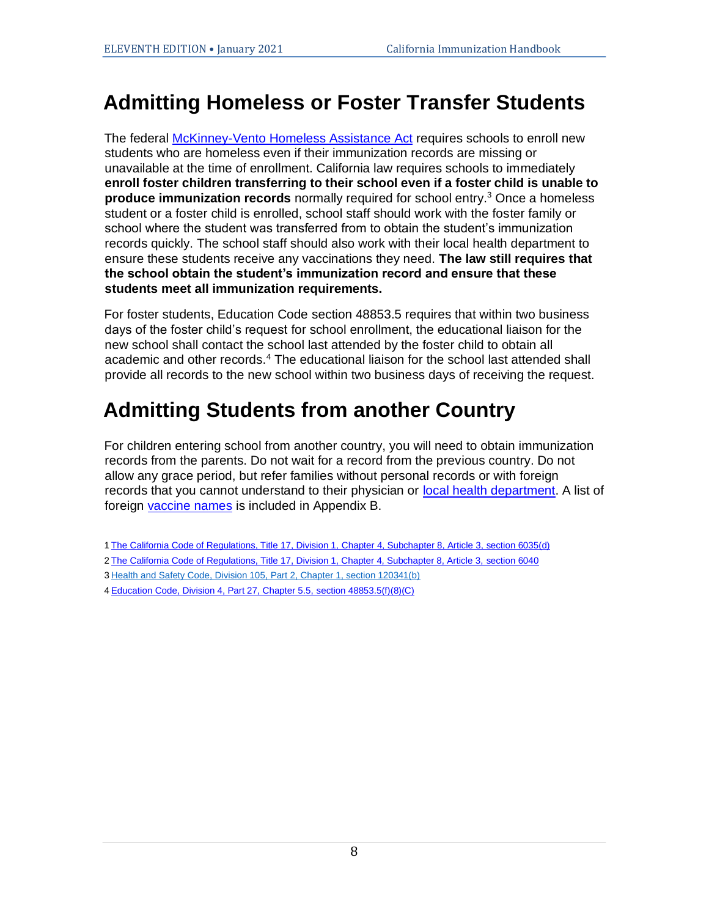# Admitting Homeless or Foster Transfer Students

The federal McKinney-Vento Homeless Assistance Act requires schools to enroll new students who are homeless even if their immunization records are missing or unavailable at the time of enrollment. California law requires schools to immediately **enroll foster children transferring to their school even if a foster child is unable to produce immunization records** normally required for school entry.[3] Once a homeless student or a foster child is enrolled, school staff should work with the foster family or school where the student was transferred from to obtain the student's immunization records quickly. The school staff should also work with their local health department to ensure these students receive any vaccinations they need. **The law still requires that the school obtain the student's immunization record and ensure that these students meet all immunization requirements.**

For foster students, Education Code section 48853.5 requires that within two business days of the foster child's request for school enrollment, the educational liaison for the new school shall contact the school last attended by the foster child to obtain all academic and other records.[4] The educational liaison for the school last attended shall provide all records to the new school within two business days of receiving the request.

# Admitting Students from another Country

For children entering school from another country, you will need to obtain immunization records from the parents. Do not wait for a record from the previous country. Do not allow any grace period, but refer families without personal records or with foreign records that you cannot understand to their physician or local health department. A list of foreign vaccine names is included in Appendix B.

1 The California Code of Regulations, Title 17, Division 1, Chapter 4, Subchapter 8, Article 3, section 6035(d)

2 The California Code of Regulations, Title 17, Division 1, Chapter 4, Subchapter 8, Article 3, section 6040

3 Health and Safety Code, Division 105, Part 2, Chapter 1, section 120341(b)

4 Education Code, Division 4, Part 27, Chapter 5.5, section 48853.5(f)(8)(C)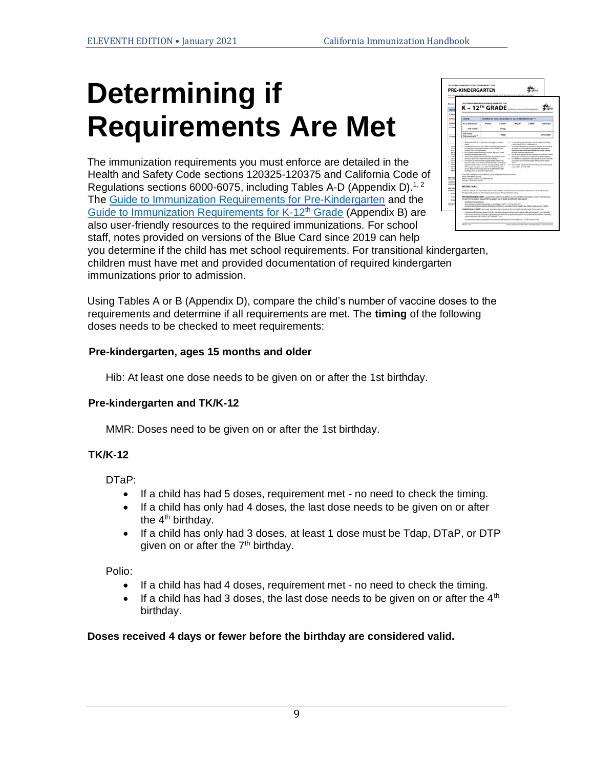# Determining if Requirements Are Met

The immunization requirements you must enforce are detailed in the Health and Safety Code sections 120325-120375 and California Code of Regulations sections 6000-6075, including Tables A-D (Appendix D).[1, 2] The Guide to Immunization Requirements for Pre-Kindergarten and the Guide to Immunization Requirements for K-12th Grade (Appendix B) are also user-friendly resources to the required immunizations. For school staff, notes provided on versions of the Blue Card since 2019 can help you determine if the child has met school requirements. For transitional kindergarten, children must have met and provided documentation of required kindergarten immunizations prior to admission.

Using Tables A or B (Appendix D), compare the child's number of vaccine doses to the requirements and determine if all requirements are met. The **timing** of the following doses needs to be checked to meet requirements:

### Pre-kindergarten, ages 15 months and older

Hib: At least one dose needs to be given on or after the 1st birthday.

### Pre-kindergarten and TK/K-12

MMR: Doses need to be given on or after the 1st birthday.

### TK/K-12

DTaP:

- If a child has had 5 doses, requirement met - no need to check the timing.
- If a child has only had 4 doses, the last dose needs to be given on or after the 4th birthday.
- If a child has only had 3 doses, at least 1 dose must be Tdap, DTaP, or DTP given on or after the 7th birthday.

Polio:

- If a child has had 4 doses, requirement met - no need to check the timing.
- If a child has had 3 doses, the last dose needs to be given on or after the 4th birthday.

**Doses received 4 days or fewer before the birthday are considered valid.**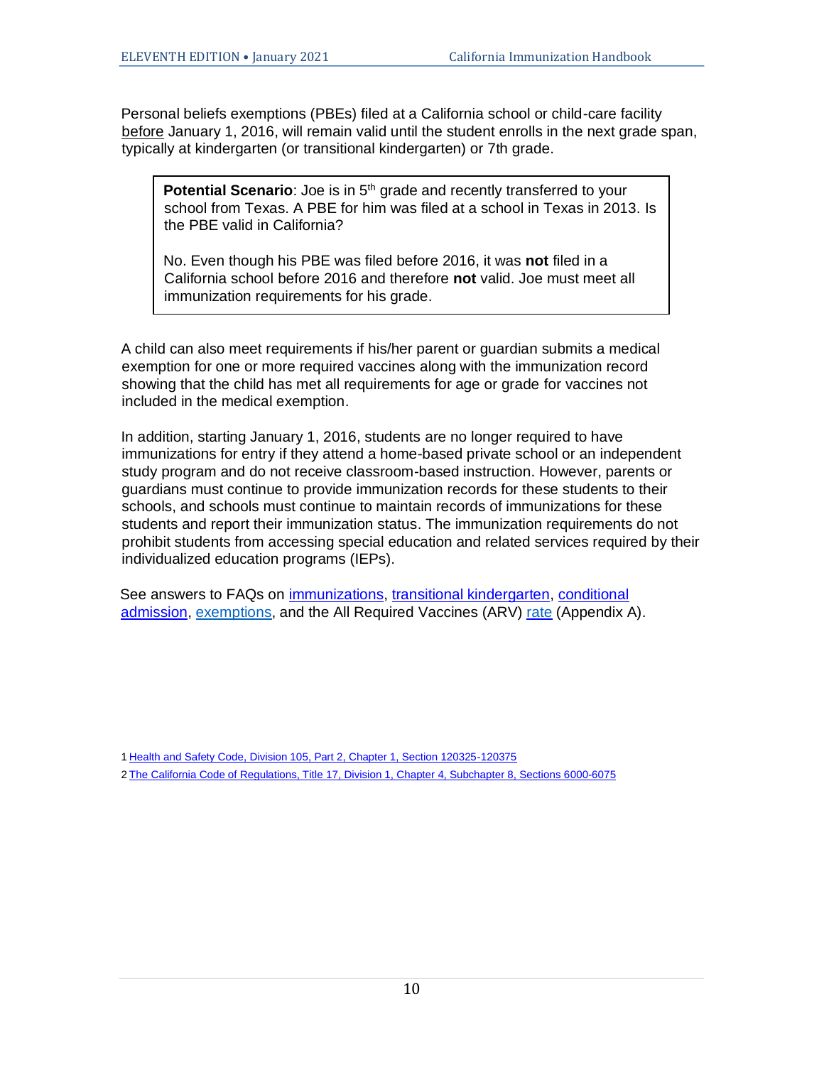Personal beliefs exemptions (PBEs) filed at a California school or child-care facility before January 1, 2016, will remain valid until the student enrolls in the next grade span, typically at kindergarten (or transitional kindergarten) or 7th grade.

> **Potential Scenario**: Joe is in 5th grade and recently transferred to your school from Texas. A PBE for him was filed at a school in Texas in 2013. Is the PBE valid in California?
>
> No. Even though his PBE was filed before 2016, it was **not** filed in a California school before 2016 and therefore **not** valid. Joe must meet all immunization requirements for his grade.

A child can also meet requirements if his/her parent or guardian submits a medical exemption for one or more required vaccines along with the immunization record showing that the child has met all requirements for age or grade for vaccines not included in the medical exemption.

In addition, starting January 1, 2016, students are no longer required to have immunizations for entry if they attend a home-based private school or an independent study program and do not receive classroom-based instruction. However, parents or guardians must continue to provide immunization records for these students to their schools, and schools must continue to maintain records of immunizations for these students and report their immunization status. The immunization requirements do not prohibit students from accessing special education and related services required by their individualized education programs (IEPs).

See answers to FAQs on immunizations, transitional kindergarten, conditional admission, exemptions, and the All Required Vaccines (ARV) rate (Appendix A).

1 Health and Safety Code, Division 105, Part 2, Chapter 1, Section 120325-120375

2 The California Code of Regulations, Title 17, Division 1, Chapter 4, Subchapter 8, Sections 6000-6075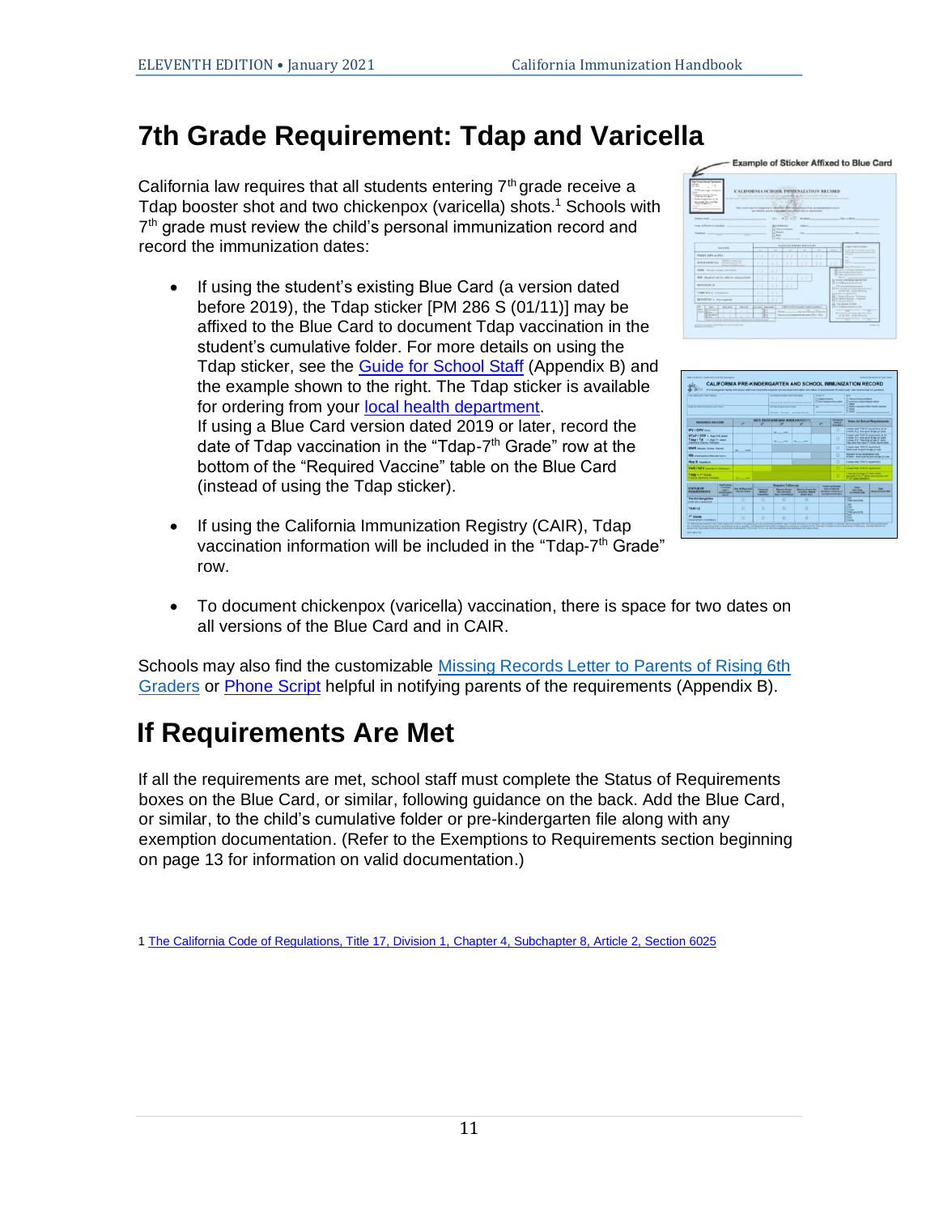# 7th Grade Requirement: Tdap and Varicella

California law requires that all students entering 7th grade receive a Tdap booster shot and two chickenpox (varicella) shots.[1] Schools with 7th grade must review the child's personal immunization record and record the immunization dates:

- If using the student's existing Blue Card (a version dated before 2019), the Tdap sticker [PM 286 S (01/11)] may be affixed to the Blue Card to document Tdap vaccination in the student's cumulative folder. For more details on using the Tdap sticker, see the Guide for School Staff (Appendix B) and the example shown to the right. The Tdap sticker is available for ordering from your local health department.
  If using a Blue Card version dated 2019 or later, record the date of Tdap vaccination in the "Tdap-7th Grade" row at the bottom of the "Required Vaccine" table on the Blue Card (instead of using the Tdap sticker).
- If using the California Immunization Registry (CAIR), Tdap vaccination information will be included in the "Tdap-7th Grade" row.
- To document chickenpox (varicella) vaccination, there is space for two dates on all versions of the Blue Card and in CAIR.

Example of Sticker Affixed to Blue Card

Schools may also find the customizable Missing Records Letter to Parents of Rising 6th Graders or Phone Script helpful in notifying parents of the requirements (Appendix B).

# If Requirements Are Met

If all the requirements are met, school staff must complete the Status of Requirements boxes on the Blue Card, or similar, following guidance on the back. Add the Blue Card, or similar, to the child's cumulative folder or pre-kindergarten file along with any exemption documentation. (Refer to the Exemptions to Requirements section beginning on page 13 for information on valid documentation.)

1 The California Code of Regulations, Title 17, Division 1, Chapter 4, Subchapter 8, Article 2, Section 6025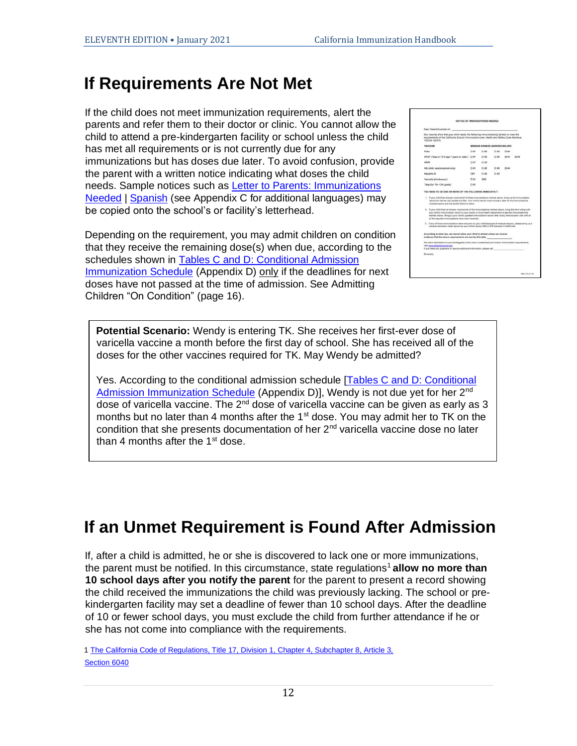# If Requirements Are Not Met

If the child does not meet immunization requirements, alert the parents and refer them to their doctor or clinic. You cannot allow the child to attend a pre-kindergarten facility or school unless the child has met all requirements or is not currently due for any immunizations but has doses due later. To avoid confusion, provide the parent with a written notice indicating what doses the child needs. Sample notices such as [Letter to Parents: Immunizations Needed](#) | [Spanish](#) (see Appendix C for additional languages) may be copied onto the school's or facility's letterhead.

Depending on the requirement, you may admit children on condition that they receive the remaining dose(s) when due, according to the schedules shown in [Tables C and D: Conditional Admission Immunization Schedule](#) (Appendix D) only if the deadlines for next doses have not passed at the time of admission. See Admitting Children "On Condition" (page 16).

> **Potential Scenario:** Wendy is entering TK. She receives her first-ever dose of varicella vaccine a month before the first day of school. She has received all of the doses for the other vaccines required for TK. May Wendy be admitted?
>
> Yes. According to the conditional admission schedule [[Tables C and D: Conditional Admission Immunization Schedule](#) (Appendix D)], Wendy is not due yet for her 2nd dose of varicella vaccine. The 2nd dose of varicella vaccine can be given as early as 3 months but no later than 4 months after the 1st dose. You may admit her to TK on the condition that she presents documentation of her 2nd varicella vaccine dose no later than 4 months after the 1st dose.

# If an Unmet Requirement is Found After Admission

If, after a child is admitted, he or she is discovered to lack one or more immunizations, the parent must be notified. In this circumstance, state regulations[1] **allow no more than 10 school days after you notify the parent** for the parent to present a record showing the child received the immunizations the child was previously lacking. The school or pre-kindergarten facility may set a deadline of fewer than 10 school days. After the deadline of 10 or fewer school days, you must exclude the child from further attendance if he or she has not come into compliance with the requirements.

1 [The California Code of Regulations, Title 17, Division 1, Chapter 4, Subchapter 8, Article 3, Section 6040](#)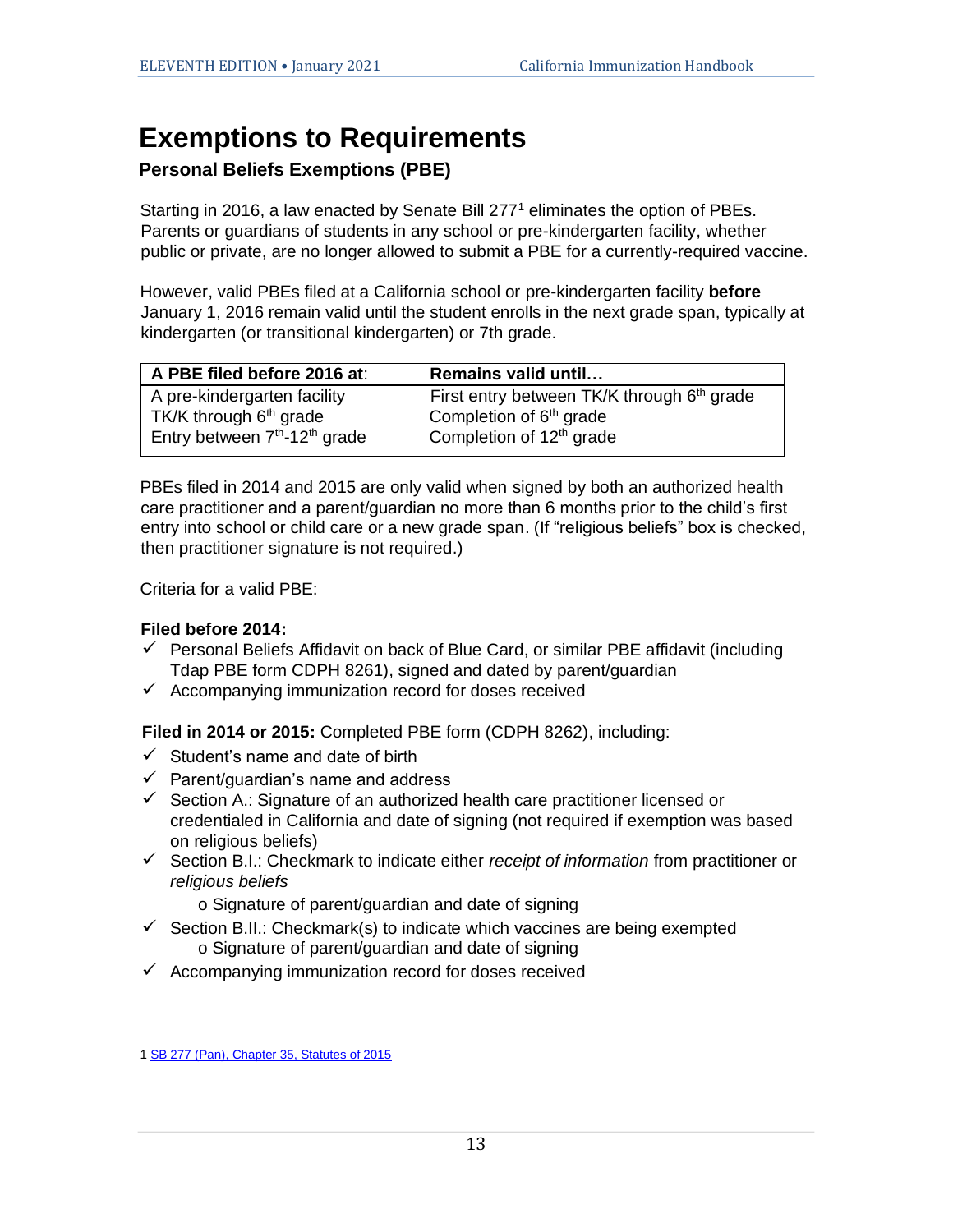# Exemptions to Requirements

## Personal Beliefs Exemptions (PBE)

Starting in 2016, a law enacted by Senate Bill 277[1] eliminates the option of PBEs. Parents or guardians of students in any school or pre-kindergarten facility, whether public or private, are no longer allowed to submit a PBE for a currently-required vaccine.

However, valid PBEs filed at a California school or pre-kindergarten facility **before** January 1, 2016 remain valid until the student enrolls in the next grade span, typically at kindergarten (or transitional kindergarten) or 7th grade.

| **A PBE filed before 2016 at**: | **Remains valid until…** |
|---|---|
| A pre-kindergarten facility | First entry between TK/K through 6th grade |
| TK/K through 6th grade | Completion of 6th grade |
| Entry between 7th-12th grade | Completion of 12th grade |

PBEs filed in 2014 and 2015 are only valid when signed by both an authorized health care practitioner and a parent/guardian no more than 6 months prior to the child's first entry into school or child care or a new grade span. (If "religious beliefs" box is checked, then practitioner signature is not required.)

Criteria for a valid PBE:

**Filed before 2014:**

- ✓ Personal Beliefs Affidavit on back of Blue Card, or similar PBE affidavit (including Tdap PBE form CDPH 8261), signed and dated by parent/guardian
- ✓ Accompanying immunization record for doses received

**Filed in 2014 or 2015:** Completed PBE form (CDPH 8262), including:

- ✓ Student's name and date of birth
- ✓ Parent/guardian's name and address
- ✓ Section A.: Signature of an authorized health care practitioner licensed or credentialed in California and date of signing (not required if exemption was based on religious beliefs)
- ✓ Section B.I.: Checkmark to indicate either *receipt of information* from practitioner or *religious beliefs*
  - o Signature of parent/guardian and date of signing
- ✓ Section B.II.: Checkmark(s) to indicate which vaccines are being exempted
  - o Signature of parent/guardian and date of signing
- ✓ Accompanying immunization record for doses received

[1] SB 277 (Pan), Chapter 35, Statutes of 2015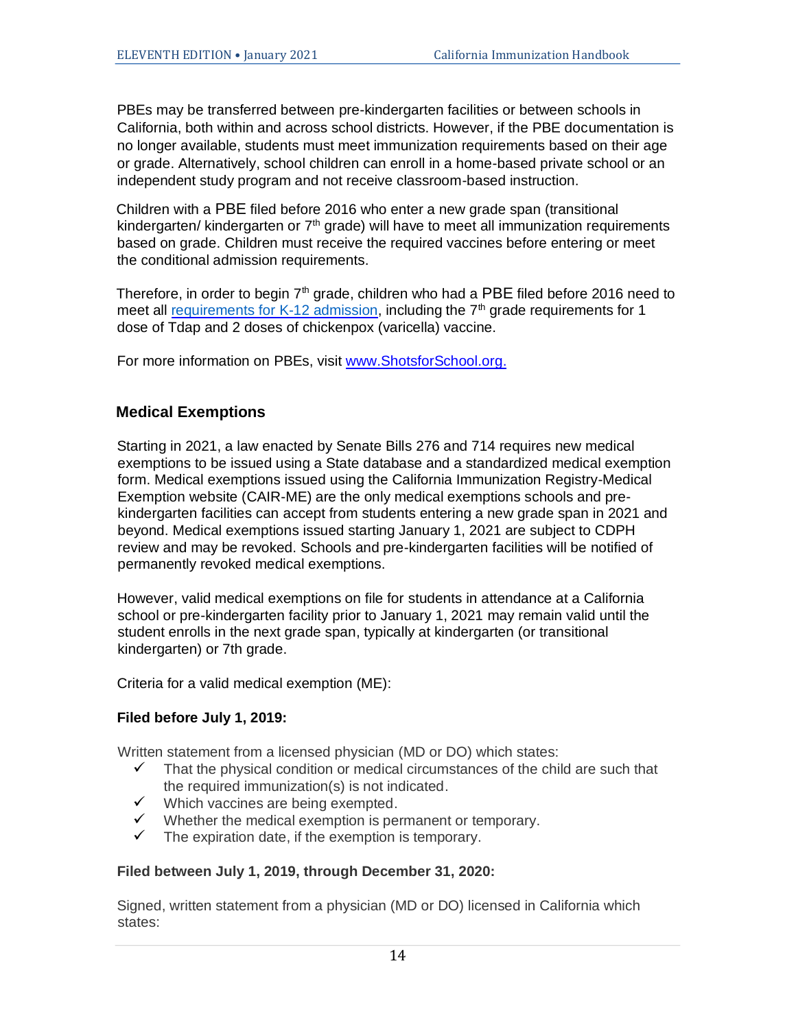PBEs may be transferred between pre-kindergarten facilities or between schools in California, both within and across school districts. However, if the PBE documentation is no longer available, students must meet immunization requirements based on their age or grade. Alternatively, school children can enroll in a home-based private school or an independent study program and not receive classroom-based instruction.

Children with a PBE filed before 2016 who enter a new grade span (transitional kindergarten/ kindergarten or 7th grade) will have to meet all immunization requirements based on grade. Children must receive the required vaccines before entering or meet the conditional admission requirements.

Therefore, in order to begin 7th grade, children who had a PBE filed before 2016 need to meet all requirements for K-12 admission, including the 7th grade requirements for 1 dose of Tdap and 2 doses of chickenpox (varicella) vaccine.

For more information on PBEs, visit www.ShotsforSchool.org.

## Medical Exemptions

Starting in 2021, a law enacted by Senate Bills 276 and 714 requires new medical exemptions to be issued using a State database and a standardized medical exemption form. Medical exemptions issued using the California Immunization Registry-Medical Exemption website (CAIR-ME) are the only medical exemptions schools and pre-kindergarten facilities can accept from students entering a new grade span in 2021 and beyond. Medical exemptions issued starting January 1, 2021 are subject to CDPH review and may be revoked. Schools and pre-kindergarten facilities will be notified of permanently revoked medical exemptions.

However, valid medical exemptions on file for students in attendance at a California school or pre-kindergarten facility prior to January 1, 2021 may remain valid until the student enrolls in the next grade span, typically at kindergarten (or transitional kindergarten) or 7th grade.

Criteria for a valid medical exemption (ME):

**Filed before July 1, 2019:**

Written statement from a licensed physician (MD or DO) which states:

- ✓ That the physical condition or medical circumstances of the child are such that the required immunization(s) is not indicated.
- ✓ Which vaccines are being exempted.
- ✓ Whether the medical exemption is permanent or temporary.
- ✓ The expiration date, if the exemption is temporary.

**Filed between July 1, 2019, through December 31, 2020:**

Signed, written statement from a physician (MD or DO) licensed in California which states: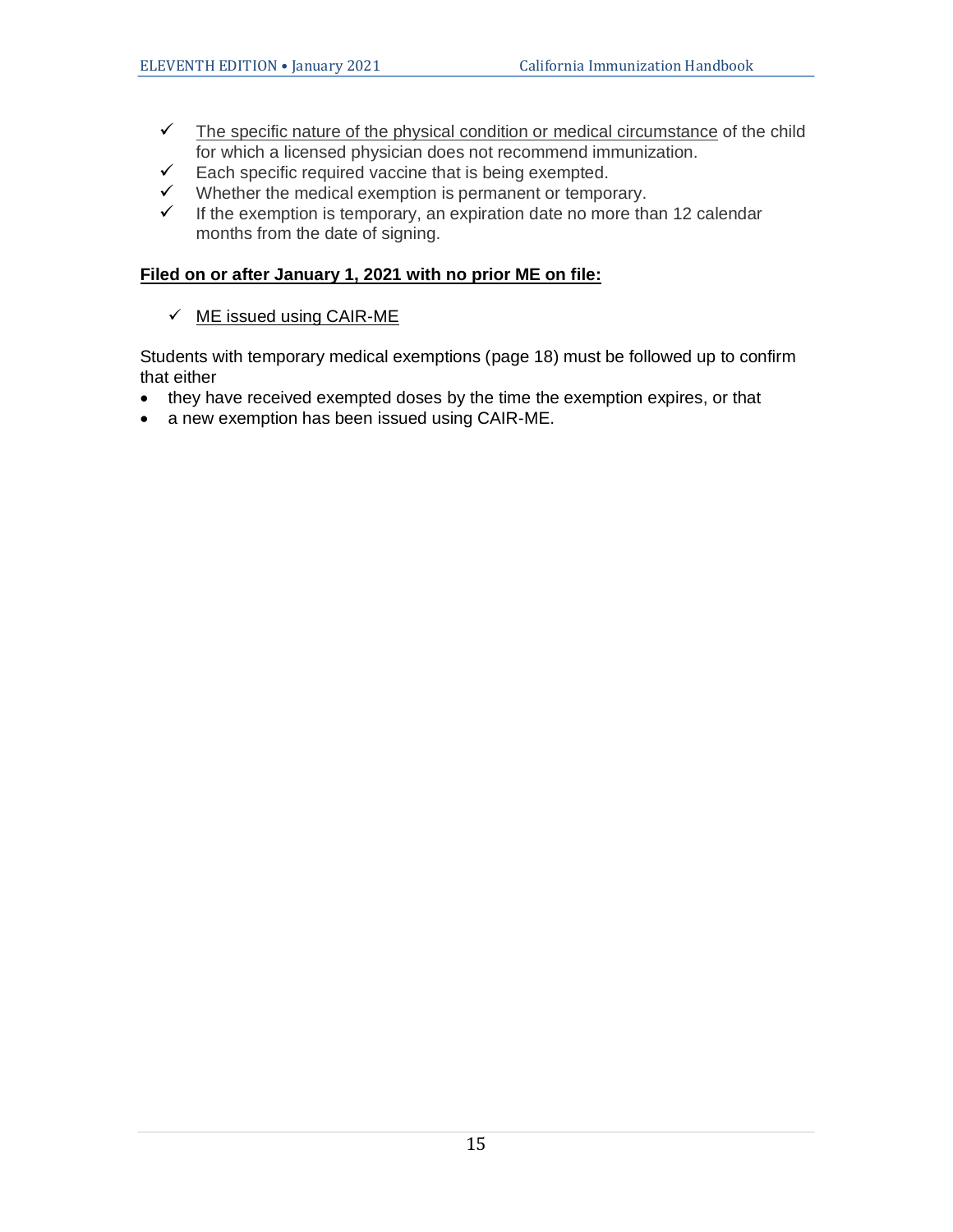- ✓ The specific nature of the physical condition or medical circumstance of the child for which a licensed physician does not recommend immunization.
- ✓ Each specific required vaccine that is being exempted.
- ✓ Whether the medical exemption is permanent or temporary.
- ✓ If the exemption is temporary, an expiration date no more than 12 calendar months from the date of signing.

**Filed on or after January 1, 2021 with no prior ME on file:**

- ✓ ME issued using CAIR-ME

Students with temporary medical exemptions (page 18) must be followed up to confirm that either

- they have received exempted doses by the time the exemption expires, or that
- a new exemption has been issued using CAIR-ME.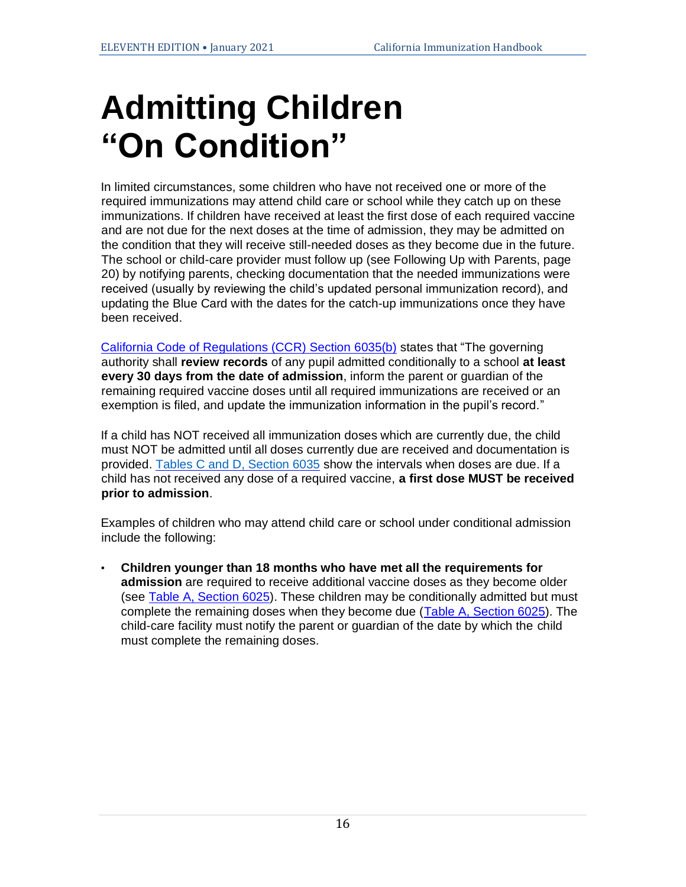# Admitting Children "On Condition"

In limited circumstances, some children who have not received one or more of the required immunizations may attend child care or school while they catch up on these immunizations. If children have received at least the first dose of each required vaccine and are not due for the next doses at the time of admission, they may be admitted on the condition that they will receive still-needed doses as they become due in the future. The school or child-care provider must follow up (see Following Up with Parents, page 20) by notifying parents, checking documentation that the needed immunizations were received (usually by reviewing the child's updated personal immunization record), and updating the Blue Card with the dates for the catch-up immunizations once they have been received.

California Code of Regulations (CCR) Section 6035(b) states that "The governing authority shall **review records** of any pupil admitted conditionally to a school **at least every 30 days from the date of admission**, inform the parent or guardian of the remaining required vaccine doses until all required immunizations are received or an exemption is filed, and update the immunization information in the pupil's record."

If a child has NOT received all immunization doses which are currently due, the child must NOT be admitted until all doses currently due are received and documentation is provided. Tables C and D, Section 6035 show the intervals when doses are due. If a child has not received any dose of a required vaccine, **a first dose MUST be received prior to admission**.

Examples of children who may attend child care or school under conditional admission include the following:

- **Children younger than 18 months who have met all the requirements for admission** are required to receive additional vaccine doses as they become older (see Table A, Section 6025). These children may be conditionally admitted but must complete the remaining doses when they become due (Table A, Section 6025). The child-care facility must notify the parent or guardian of the date by which the child must complete the remaining doses.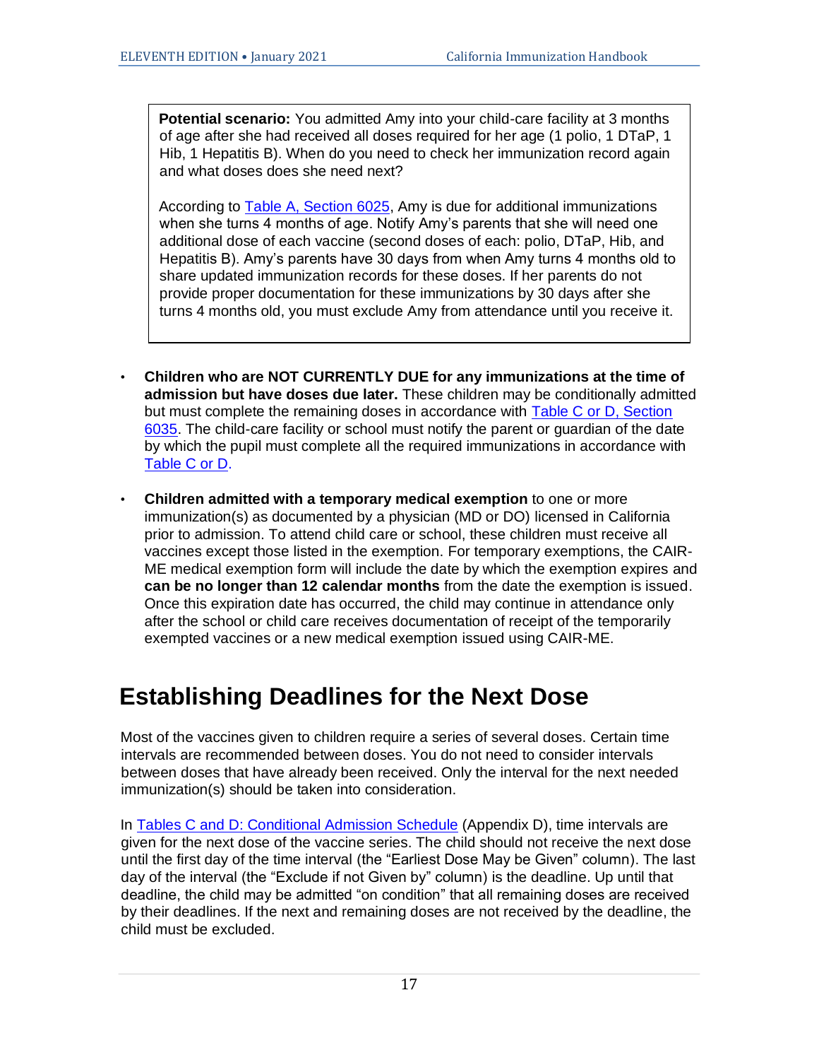**Potential scenario:** You admitted Amy into your child-care facility at 3 months of age after she had received all doses required for her age (1 polio, 1 DTaP, 1 Hib, 1 Hepatitis B). When do you need to check her immunization record again and what doses does she need next?

According to Table A, Section 6025, Amy is due for additional immunizations when she turns 4 months of age. Notify Amy's parents that she will need one additional dose of each vaccine (second doses of each: polio, DTaP, Hib, and Hepatitis B). Amy's parents have 30 days from when Amy turns 4 months old to share updated immunization records for these doses. If her parents do not provide proper documentation for these immunizations by 30 days after she turns 4 months old, you must exclude Amy from attendance until you receive it.

- **Children who are NOT CURRENTLY DUE for any immunizations at the time of admission but have doses due later.** These children may be conditionally admitted but must complete the remaining doses in accordance with Table C or D, Section 6035. The child-care facility or school must notify the parent or guardian of the date by which the pupil must complete all the required immunizations in accordance with Table C or D.
- **Children admitted with a temporary medical exemption** to one or more immunization(s) as documented by a physician (MD or DO) licensed in California prior to admission. To attend child care or school, these children must receive all vaccines except those listed in the exemption. For temporary exemptions, the CAIR-ME medical exemption form will include the date by which the exemption expires and **can be no longer than 12 calendar months** from the date the exemption is issued. Once this expiration date has occurred, the child may continue in attendance only after the school or child care receives documentation of receipt of the temporarily exempted vaccines or a new medical exemption issued using CAIR-ME.

# Establishing Deadlines for the Next Dose

Most of the vaccines given to children require a series of several doses. Certain time intervals are recommended between doses. You do not need to consider intervals between doses that have already been received. Only the interval for the next needed immunization(s) should be taken into consideration.

In Tables C and D: Conditional Admission Schedule (Appendix D), time intervals are given for the next dose of the vaccine series. The child should not receive the next dose until the first day of the time interval (the "Earliest Dose May be Given" column). The last day of the interval (the "Exclude if not Given by" column) is the deadline. Up until that deadline, the child may be admitted "on condition" that all remaining doses are received by their deadlines. If the next and remaining doses are not received by the deadline, the child must be excluded.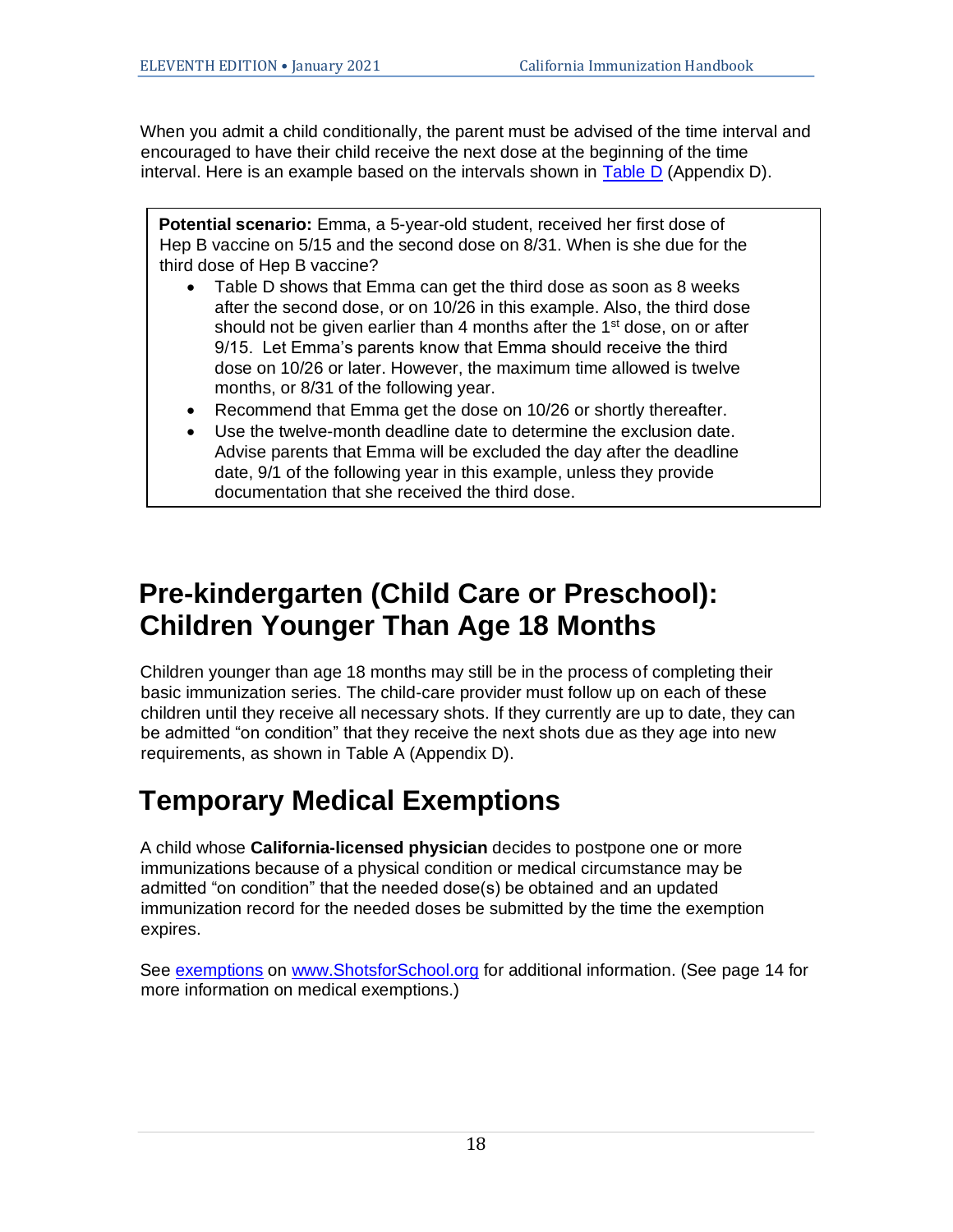When you admit a child conditionally, the parent must be advised of the time interval and encouraged to have their child receive the next dose at the beginning of the time interval. Here is an example based on the intervals shown in [Table D](#) (Appendix D).

> **Potential scenario:** Emma, a 5-year-old student, received her first dose of Hep B vaccine on 5/15 and the second dose on 8/31. When is she due for the third dose of Hep B vaccine?
>
> - Table D shows that Emma can get the third dose as soon as 8 weeks after the second dose, or on 10/26 in this example. Also, the third dose should not be given earlier than 4 months after the 1st dose, on or after 9/15. Let Emma's parents know that Emma should receive the third dose on 10/26 or later. However, the maximum time allowed is twelve months, or 8/31 of the following year.
> - Recommend that Emma get the dose on 10/26 or shortly thereafter.
> - Use the twelve-month deadline date to determine the exclusion date. Advise parents that Emma will be excluded the day after the deadline date, 9/1 of the following year in this example, unless they provide documentation that she received the third dose.

# Pre-kindergarten (Child Care or Preschool): Children Younger Than Age 18 Months

Children younger than age 18 months may still be in the process of completing their basic immunization series. The child-care provider must follow up on each of these children until they receive all necessary shots. If they currently are up to date, they can be admitted "on condition" that they receive the next shots due as they age into new requirements, as shown in Table A (Appendix D).

# Temporary Medical Exemptions

A child whose **California-licensed physician** decides to postpone one or more immunizations because of a physical condition or medical circumstance may be admitted "on condition" that the needed dose(s) be obtained and an updated immunization record for the needed doses be submitted by the time the exemption expires.

See [exemptions](#) on [www.ShotsforSchool.org](#) for additional information. (See page 14 for more information on medical exemptions.)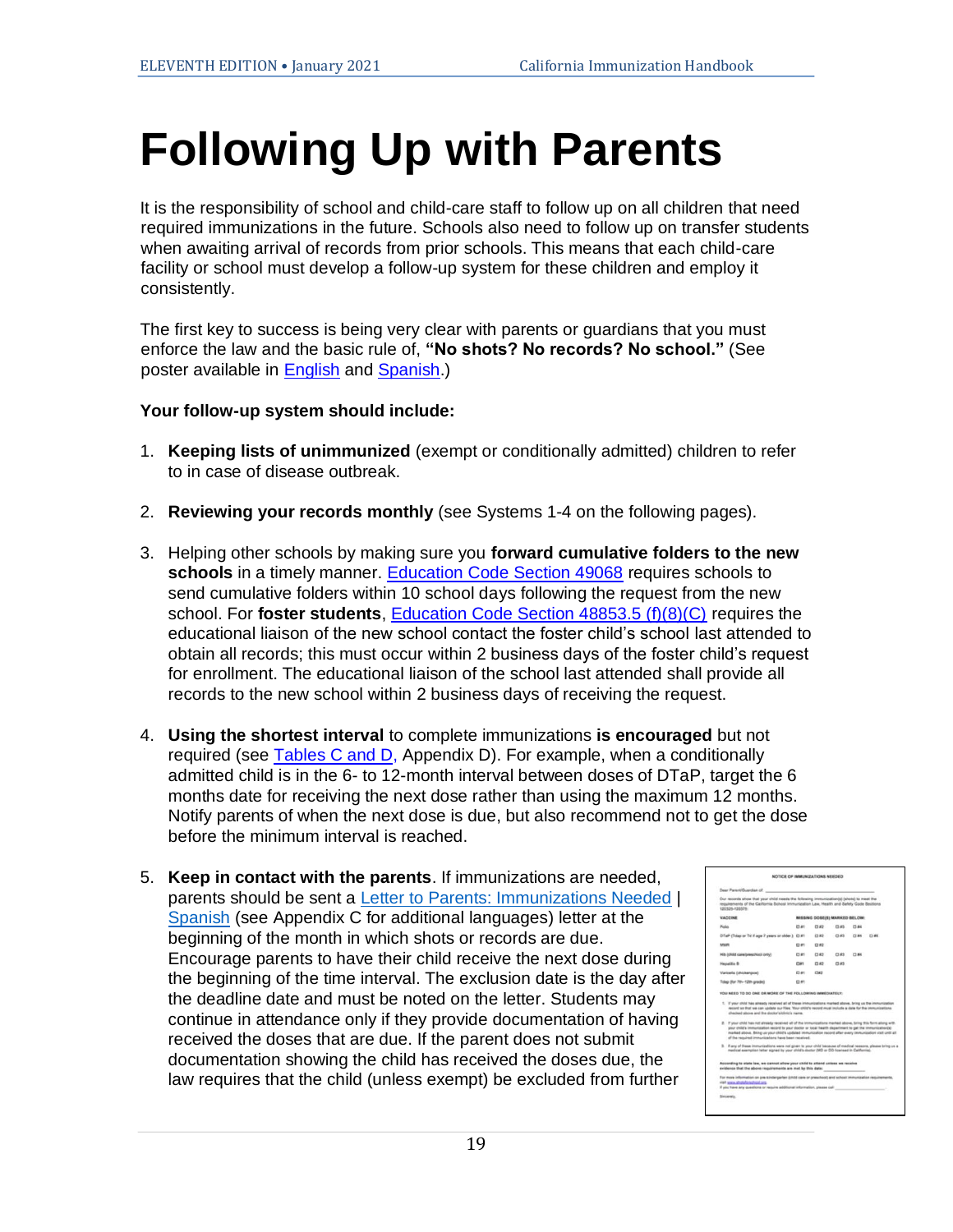# Following Up with Parents

It is the responsibility of school and child-care staff to follow up on all children that need required immunizations in the future. Schools also need to follow up on transfer students when awaiting arrival of records from prior schools. This means that each child-care facility or school must develop a follow-up system for these children and employ it consistently.

The first key to success is being very clear with parents or guardians that you must enforce the law and the basic rule of, **"No shots? No records? No school."** (See poster available in English and Spanish.)

**Your follow-up system should include:**

1. **Keeping lists of unimmunized** (exempt or conditionally admitted) children to refer to in case of disease outbreak.
2. **Reviewing your records monthly** (see Systems 1-4 on the following pages).
3. Helping other schools by making sure you **forward cumulative folders to the new schools** in a timely manner. Education Code Section 49068 requires schools to send cumulative folders within 10 school days following the request from the new school. For **foster students**, Education Code Section 48853.5 (f)(8)(C) requires the educational liaison of the new school contact the foster child's school last attended to obtain all records; this must occur within 2 business days of the foster child's request for enrollment. The educational liaison of the school last attended shall provide all records to the new school within 2 business days of receiving the request.
4. **Using the shortest interval** to complete immunizations **is encouraged** but not required (see Tables C and D, Appendix D). For example, when a conditionally admitted child is in the 6- to 12-month interval between doses of DTaP, target the 6 months date for receiving the next dose rather than using the maximum 12 months. Notify parents of when the next dose is due, but also recommend not to get the dose before the minimum interval is reached.
5. **Keep in contact with the parents**. If immunizations are needed, parents should be sent a Letter to Parents: Immunizations Needed | Spanish (see Appendix C for additional languages) letter at the beginning of the month in which shots or records are due. Encourage parents to have their child receive the next dose during the beginning of the time interval. The exclusion date is the day after the deadline date and must be noted on the letter. Students may continue in attendance only if they provide documentation of having received the doses that are due. If the parent does not submit documentation showing the child has received the doses due, the law requires that the child (unless exempt) be excluded from further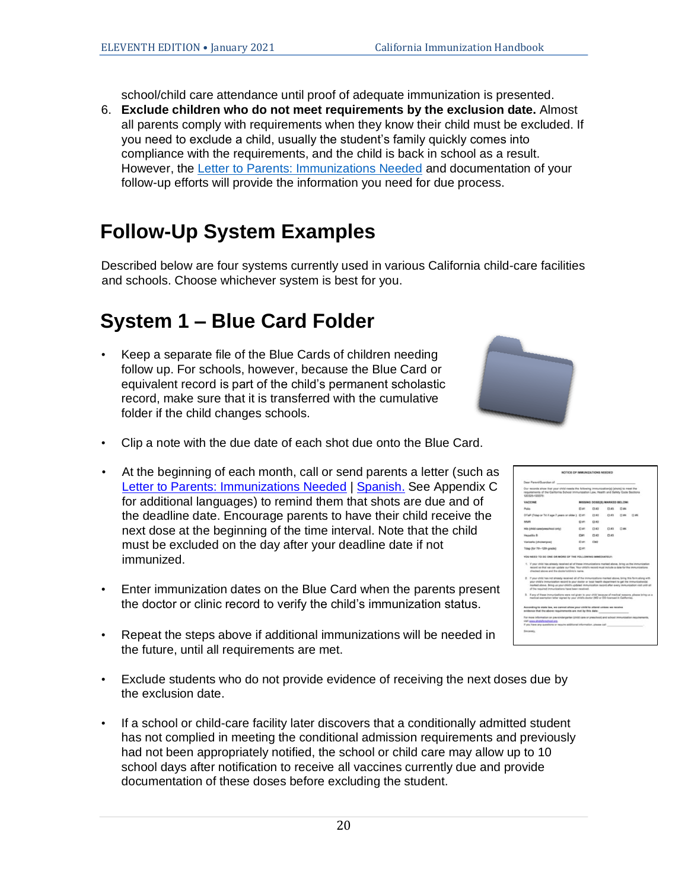school/child care attendance until proof of adequate immunization is presented.

6. **Exclude children who do not meet requirements by the exclusion date.** Almost all parents comply with requirements when they know their child must be excluded. If you need to exclude a child, usually the student's family quickly comes into compliance with the requirements, and the child is back in school as a result. However, the Letter to Parents: Immunizations Needed and documentation of your follow-up efforts will provide the information you need for due process.

# Follow-Up System Examples

Described below are four systems currently used in various California child-care facilities and schools. Choose whichever system is best for you.

# System 1 – Blue Card Folder

- Keep a separate file of the Blue Cards of children needing follow up. For schools, however, because the Blue Card or equivalent record is part of the child's permanent scholastic record, make sure that it is transferred with the cumulative folder if the child changes schools.
- Clip a note with the due date of each shot due onto the Blue Card.
- At the beginning of each month, call or send parents a letter (such as Letter to Parents: Immunizations Needed | Spanish. See Appendix C for additional languages) to remind them that shots are due and of the deadline date. Encourage parents to have their child receive the next dose at the beginning of the time interval. Note that the child must be excluded on the day after your deadline date if not immunized.
- Enter immunization dates on the Blue Card when the parents present the doctor or clinic record to verify the child's immunization status.
- Repeat the steps above if additional immunizations will be needed in the future, until all requirements are met.
- Exclude students who do not provide evidence of receiving the next doses due by the exclusion date.
- If a school or child-care facility later discovers that a conditionally admitted student has not complied in meeting the conditional admission requirements and previously had not been appropriately notified, the school or child care may allow up to 10 school days after notification to receive all vaccines currently due and provide documentation of these doses before excluding the student.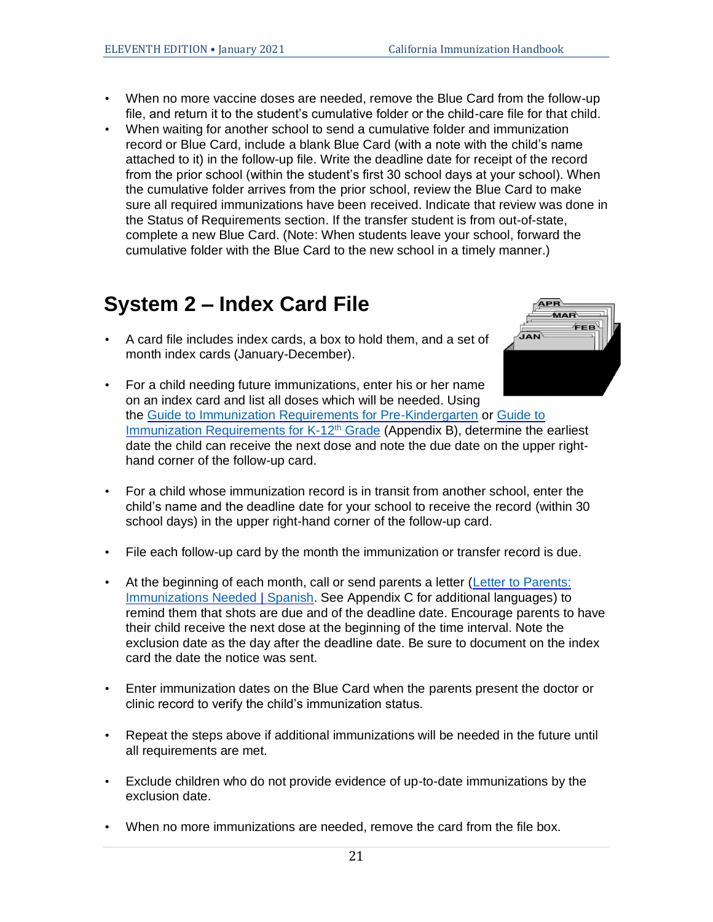- When no more vaccine doses are needed, remove the Blue Card from the follow-up file, and return it to the student's cumulative folder or the child-care file for that child.
- When waiting for another school to send a cumulative folder and immunization record or Blue Card, include a blank Blue Card (with a note with the child's name attached to it) in the follow-up file. Write the deadline date for receipt of the record from the prior school (within the student's first 30 school days at your school). When the cumulative folder arrives from the prior school, review the Blue Card to make sure all required immunizations have been received. Indicate that review was done in the Status of Requirements section. If the transfer student is from out-of-state, complete a new Blue Card. (Note: When students leave your school, forward the cumulative folder with the Blue Card to the new school in a timely manner.)

# System 2 – Index Card File

- A card file includes index cards, a box to hold them, and a set of month index cards (January-December).
- For a child needing future immunizations, enter his or her name on an index card and list all doses which will be needed. Using the Guide to Immunization Requirements for Pre-Kindergarten or Guide to Immunization Requirements for K-12th Grade (Appendix B), determine the earliest date the child can receive the next dose and note the due date on the upper right-hand corner of the follow-up card.
- For a child whose immunization record is in transit from another school, enter the child's name and the deadline date for your school to receive the record (within 30 school days) in the upper right-hand corner of the follow-up card.
- File each follow-up card by the month the immunization or transfer record is due.
- At the beginning of each month, call or send parents a letter (Letter to Parents: Immunizations Needed | Spanish. See Appendix C for additional languages) to remind them that shots are due and of the deadline date. Encourage parents to have their child receive the next dose at the beginning of the time interval. Note the exclusion date as the day after the deadline date. Be sure to document on the index card the date the notice was sent.
- Enter immunization dates on the Blue Card when the parents present the doctor or clinic record to verify the child's immunization status.
- Repeat the steps above if additional immunizations will be needed in the future until all requirements are met.
- Exclude children who do not provide evidence of up-to-date immunizations by the exclusion date.
- When no more immunizations are needed, remove the card from the file box.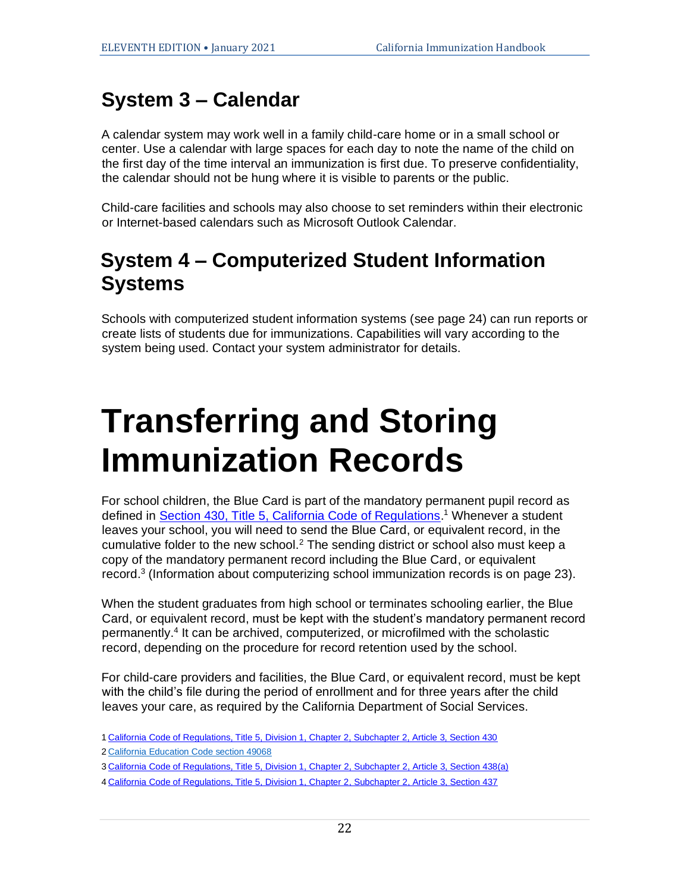## System 3 – Calendar

A calendar system may work well in a family child-care home or in a small school or center. Use a calendar with large spaces for each day to note the name of the child on the first day of the time interval an immunization is first due. To preserve confidentiality, the calendar should not be hung where it is visible to parents or the public.

Child-care facilities and schools may also choose to set reminders within their electronic or Internet-based calendars such as Microsoft Outlook Calendar.

## System 4 – Computerized Student Information Systems

Schools with computerized student information systems (see page 24) can run reports or create lists of students due for immunizations. Capabilities will vary according to the system being used. Contact your system administrator for details.

# Transferring and Storing Immunization Records

For school children, the Blue Card is part of the mandatory permanent pupil record as defined in [Section 430, Title 5, California Code of Regulations](#).[1] Whenever a student leaves your school, you will need to send the Blue Card, or equivalent record, in the cumulative folder to the new school.[2] The sending district or school also must keep a copy of the mandatory permanent record including the Blue Card, or equivalent record.[3] (Information about computerizing school immunization records is on page 23).

When the student graduates from high school or terminates schooling earlier, the Blue Card, or equivalent record, must be kept with the student's mandatory permanent record permanently.[4] It can be archived, computerized, or microfilmed with the scholastic record, depending on the procedure for record retention used by the school.

For child-care providers and facilities, the Blue Card, or equivalent record, must be kept with the child's file during the period of enrollment and for three years after the child leaves your care, as required by the California Department of Social Services.

1 California Code of Regulations, Title 5, Division 1, Chapter 2, Subchapter 2, Article 3, Section 430

2 California Education Code section 49068

3 California Code of Regulations, Title 5, Division 1, Chapter 2, Subchapter 2, Article 3, Section 438(a)

4 California Code of Regulations, Title 5, Division 1, Chapter 2, Subchapter 2, Article 3, Section 437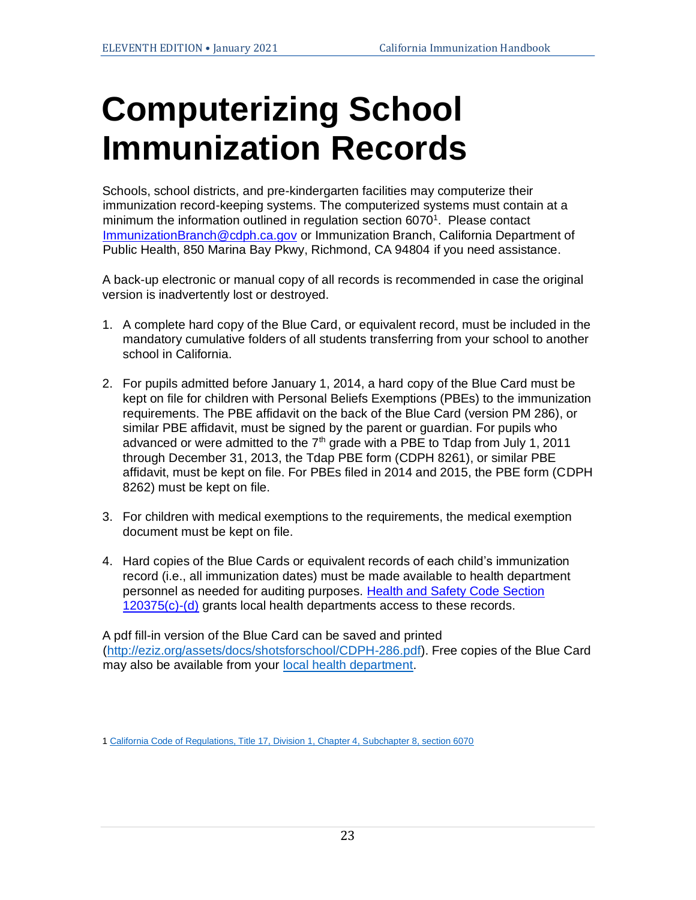# Computerizing School Immunization Records

Schools, school districts, and pre-kindergarten facilities may computerize their immunization record-keeping systems. The computerized systems must contain at a minimum the information outlined in regulation section 6070[1]. Please contact ImmunizationBranch@cdph.ca.gov or Immunization Branch, California Department of Public Health, 850 Marina Bay Pkwy, Richmond, CA 94804 if you need assistance.

A back-up electronic or manual copy of all records is recommended in case the original version is inadvertently lost or destroyed.

1. A complete hard copy of the Blue Card, or equivalent record, must be included in the mandatory cumulative folders of all students transferring from your school to another school in California.

2. For pupils admitted before January 1, 2014, a hard copy of the Blue Card must be kept on file for children with Personal Beliefs Exemptions (PBEs) to the immunization requirements. The PBE affidavit on the back of the Blue Card (version PM 286), or similar PBE affidavit, must be signed by the parent or guardian. For pupils who advanced or were admitted to the 7th grade with a PBE to Tdap from July 1, 2011 through December 31, 2013, the Tdap PBE form (CDPH 8261), or similar PBE affidavit, must be kept on file. For PBEs filed in 2014 and 2015, the PBE form (CDPH 8262) must be kept on file.

3. For children with medical exemptions to the requirements, the medical exemption document must be kept on file.

4. Hard copies of the Blue Cards or equivalent records of each child's immunization record (i.e., all immunization dates) must be made available to health department personnel as needed for auditing purposes. Health and Safety Code Section 120375(c)-(d) grants local health departments access to these records.

A pdf fill-in version of the Blue Card can be saved and printed (http://eziz.org/assets/docs/shotsforschool/CDPH-286.pdf). Free copies of the Blue Card may also be available from your local health department.

1 California Code of Regulations, Title 17, Division 1, Chapter 4, Subchapter 8, section 6070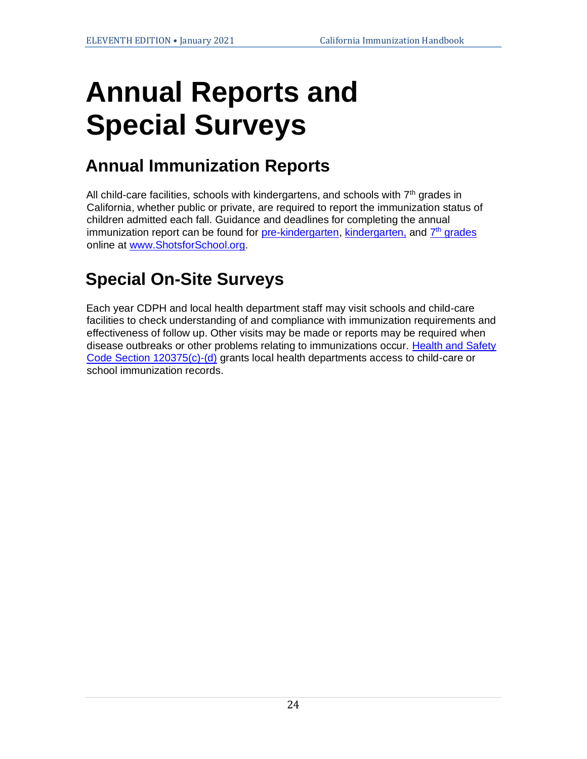# Annual Reports and Special Surveys

## Annual Immunization Reports

All child-care facilities, schools with kindergartens, and schools with 7th grades in California, whether public or private, are required to report the immunization status of children admitted each fall. Guidance and deadlines for completing the annual immunization report can be found for pre-kindergarten, kindergarten, and 7th grades online at www.ShotsforSchool.org.

## Special On-Site Surveys

Each year CDPH and local health department staff may visit schools and child-care facilities to check understanding of and compliance with immunization requirements and effectiveness of follow up. Other visits may be made or reports may be required when disease outbreaks or other problems relating to immunizations occur. Health and Safety Code Section 120375(c)-(d) grants local health departments access to child-care or school immunization records.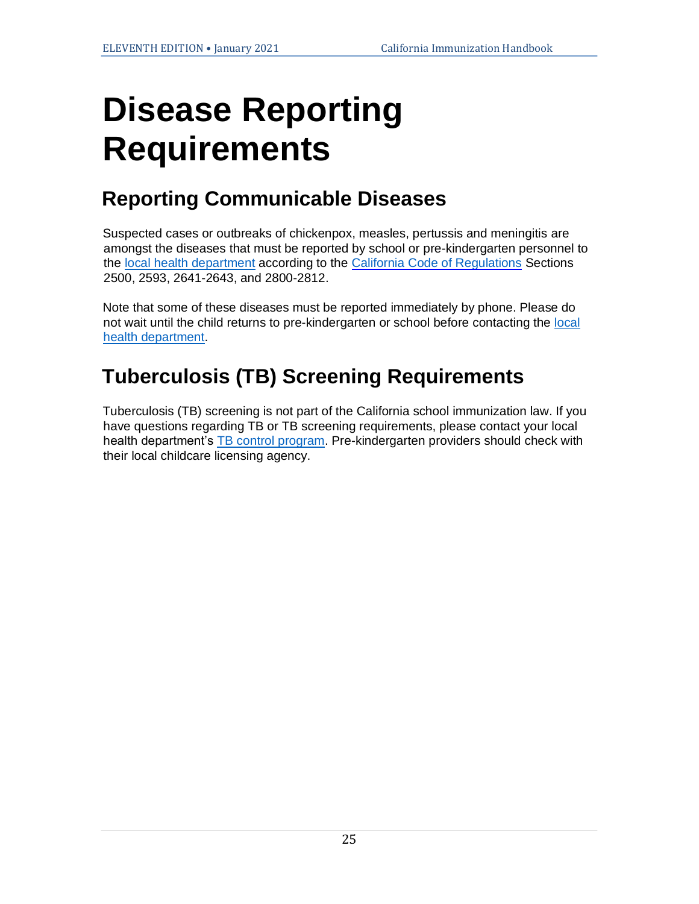# Disease Reporting Requirements

## Reporting Communicable Diseases

Suspected cases or outbreaks of chickenpox, measles, pertussis and meningitis are amongst the diseases that must be reported by school or pre-kindergarten personnel to the local health department according to the California Code of Regulations Sections 2500, 2593, 2641-2643, and 2800-2812.

Note that some of these diseases must be reported immediately by phone. Please do not wait until the child returns to pre-kindergarten or school before contacting the local health department.

## Tuberculosis (TB) Screening Requirements

Tuberculosis (TB) screening is not part of the California school immunization law. If you have questions regarding TB or TB screening requirements, please contact your local health department's TB control program. Pre-kindergarten providers should check with their local childcare licensing agency.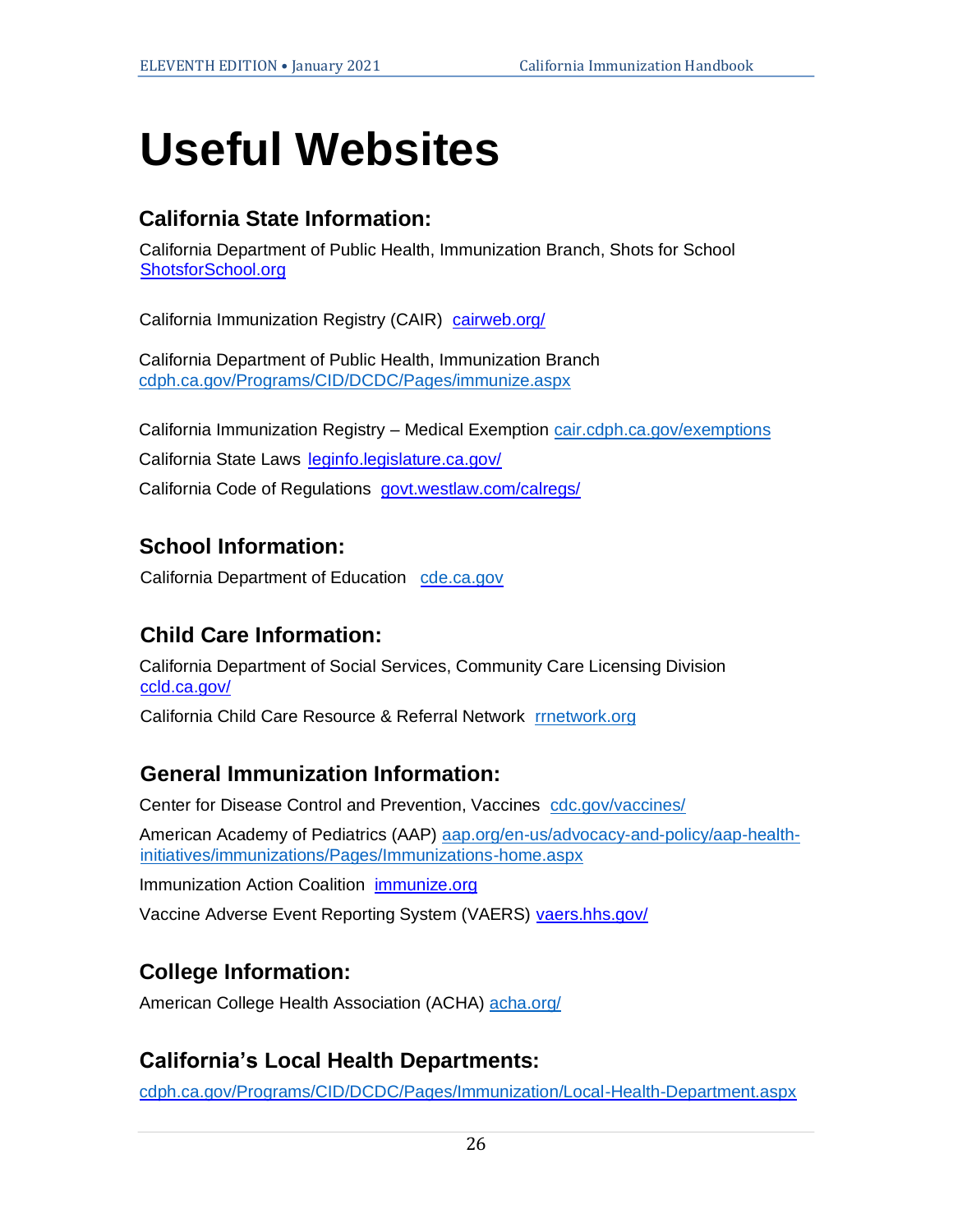# Useful Websites

## California State Information:

California Department of Public Health, Immunization Branch, Shots for School
ShotsforSchool.org

California Immunization Registry (CAIR) cairweb.org/

California Department of Public Health, Immunization Branch
cdph.ca.gov/Programs/CID/DCDC/Pages/immunize.aspx

California Immunization Registry – Medical Exemption cair.cdph.ca.gov/exemptions

California State Laws leginfo.legislature.ca.gov/

California Code of Regulations govt.westlaw.com/calregs/

## School Information:

California Department of Education cde.ca.gov

## Child Care Information:

California Department of Social Services, Community Care Licensing Division
ccld.ca.gov/

California Child Care Resource & Referral Network rrnetwork.org

## General Immunization Information:

Center for Disease Control and Prevention, Vaccines cdc.gov/vaccines/

American Academy of Pediatrics (AAP) aap.org/en-us/advocacy-and-policy/aap-health-initiatives/immunizations/Pages/Immunizations-home.aspx

Immunization Action Coalition immunize.org

Vaccine Adverse Event Reporting System (VAERS) vaers.hhs.gov/

## College Information:

American College Health Association (ACHA) acha.org/

## California's Local Health Departments:

cdph.ca.gov/Programs/CID/DCDC/Pages/Immunization/Local-Health-Department.aspx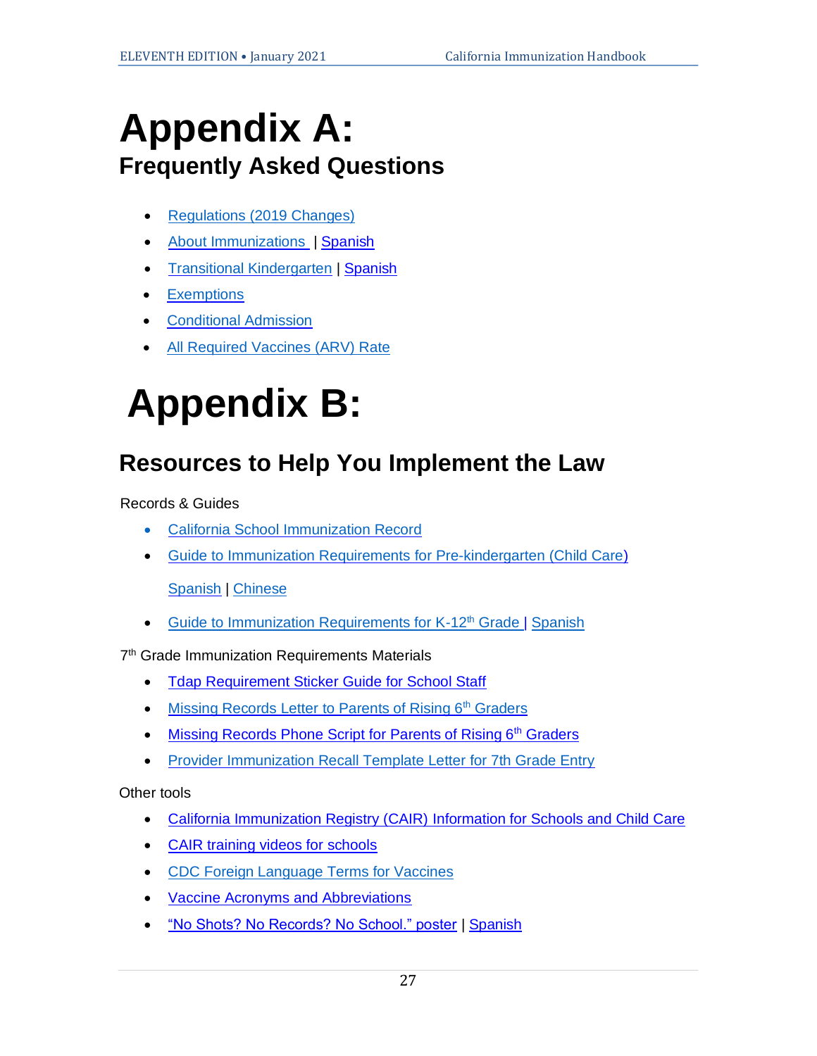# Appendix A:

## Frequently Asked Questions

- Regulations (2019 Changes)
- About Immunizations | Spanish
- Transitional Kindergarten | Spanish
- Exemptions
- Conditional Admission
- All Required Vaccines (ARV) Rate

# Appendix B:

## Resources to Help You Implement the Law

Records & Guides

- California School Immunization Record
- Guide to Immunization Requirements for Pre-kindergarten (Child Care)

  Spanish | Chinese

- Guide to Immunization Requirements for K-12th Grade | Spanish

7th Grade Immunization Requirements Materials

- Tdap Requirement Sticker Guide for School Staff
- Missing Records Letter to Parents of Rising 6th Graders
- Missing Records Phone Script for Parents of Rising 6th Graders
- Provider Immunization Recall Template Letter for 7th Grade Entry

Other tools

- California Immunization Registry (CAIR) Information for Schools and Child Care
- CAIR training videos for schools
- CDC Foreign Language Terms for Vaccines
- Vaccine Acronyms and Abbreviations
- "No Shots? No Records? No School." poster | Spanish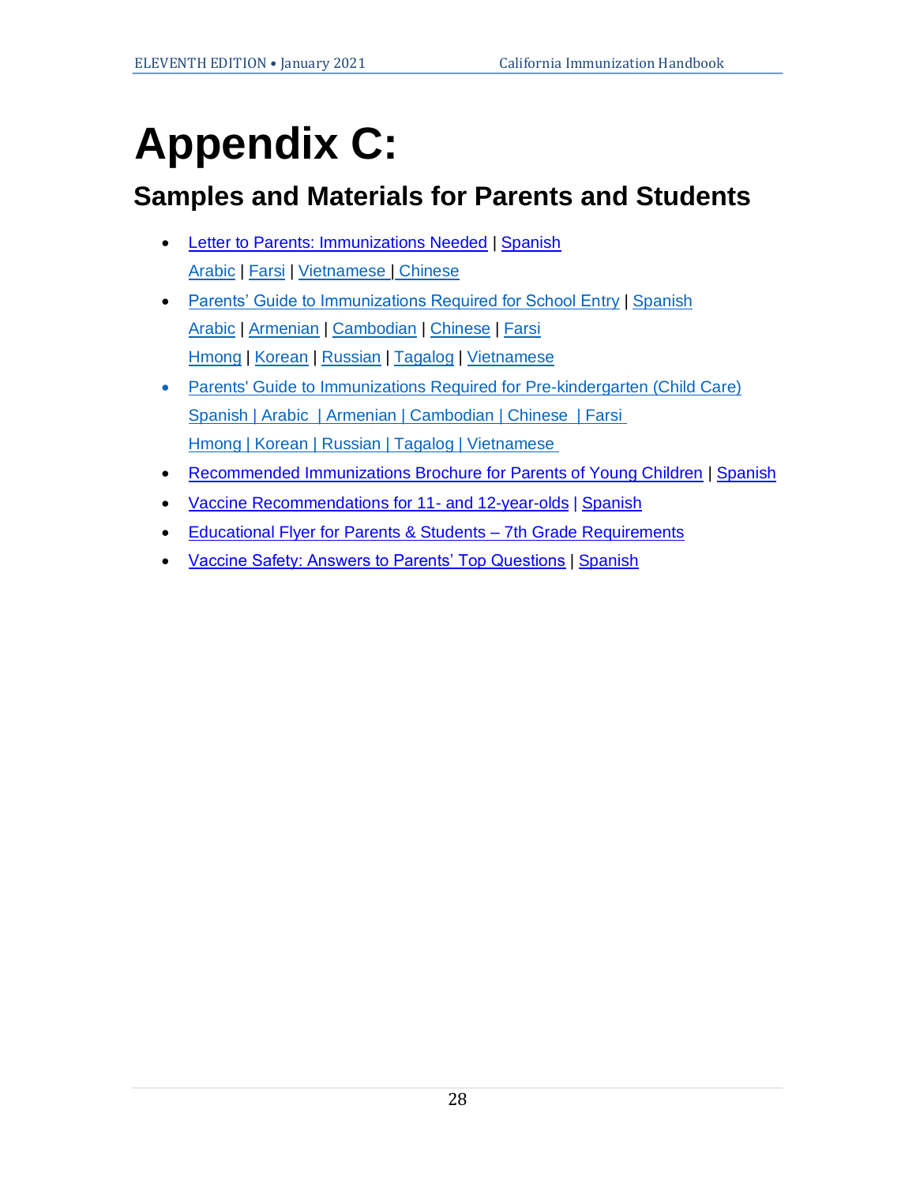# Appendix C:

## Samples and Materials for Parents and Students

- Letter to Parents: Immunizations Needed | Spanish
  Arabic | Farsi | Vietnamese | Chinese
- Parents' Guide to Immunizations Required for School Entry | Spanish
  Arabic | Armenian | Cambodian | Chinese | Farsi
  Hmong | Korean | Russian | Tagalog | Vietnamese
- Parents' Guide to Immunizations Required for Pre-kindergarten (Child Care)
  Spanish | Arabic | Armenian | Cambodian | Chinese | Farsi
  Hmong | Korean | Russian | Tagalog | Vietnamese
- Recommended Immunizations Brochure for Parents of Young Children | Spanish
- Vaccine Recommendations for 11- and 12-year-olds | Spanish
- Educational Flyer for Parents & Students – 7th Grade Requirements
- Vaccine Safety: Answers to Parents' Top Questions | Spanish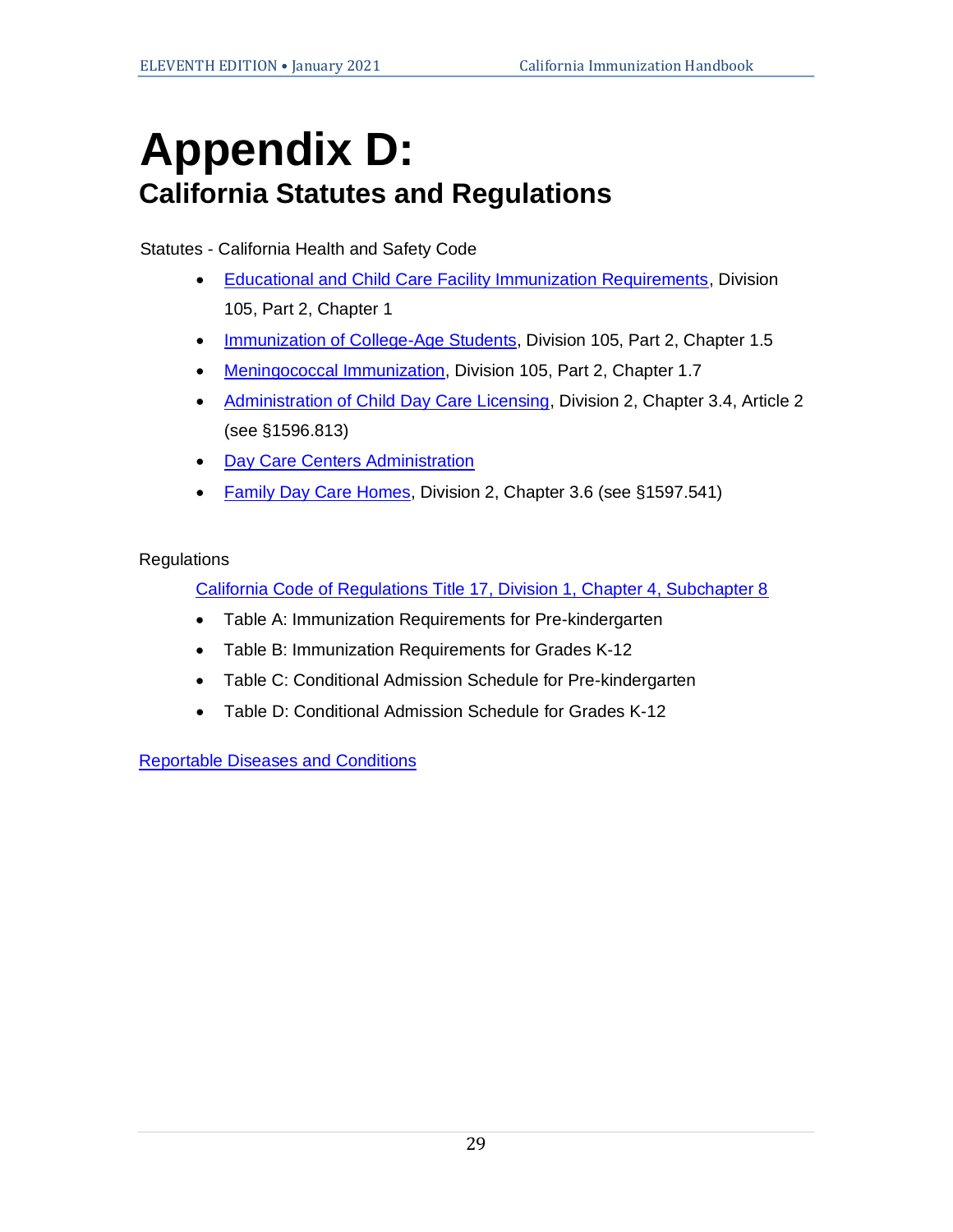# Appendix D:

## California Statutes and Regulations

Statutes - California Health and Safety Code

- Educational and Child Care Facility Immunization Requirements, Division 105, Part 2, Chapter 1
- Immunization of College-Age Students, Division 105, Part 2, Chapter 1.5
- Meningococcal Immunization, Division 105, Part 2, Chapter 1.7
- Administration of Child Day Care Licensing, Division 2, Chapter 3.4, Article 2 (see §1596.813)
- Day Care Centers Administration
- Family Day Care Homes, Division 2, Chapter 3.6 (see §1597.541)

Regulations

California Code of Regulations Title 17, Division 1, Chapter 4, Subchapter 8

- Table A: Immunization Requirements for Pre-kindergarten
- Table B: Immunization Requirements for Grades K-12
- Table C: Conditional Admission Schedule for Pre-kindergarten
- Table D: Conditional Admission Schedule for Grades K-12

Reportable Diseases and Conditions